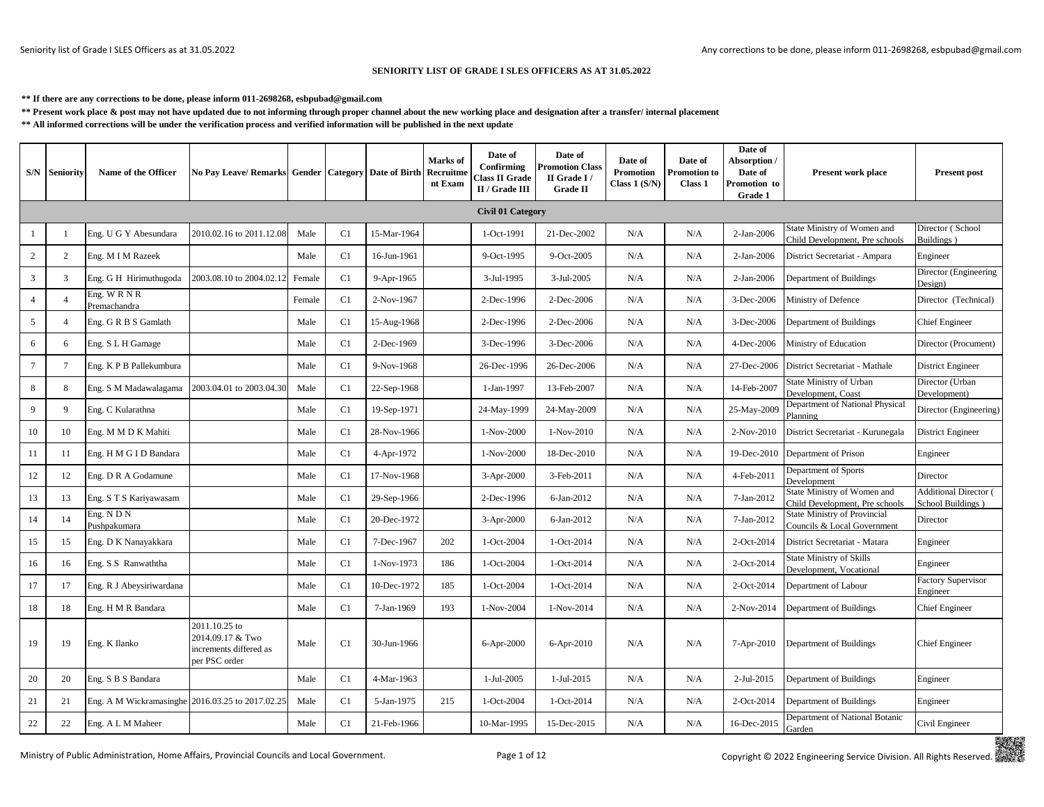**SENIORITY LIST OF GRADE I SLES OFFICERS AS AT 31.05.2022**

**** If there are any corrections to be done, please inform 011-2698268, esbpubad@gmail.com**

**** Present work place & post may not have updated due to not informing through proper channel about the new working place and designation after a transfer/ internal placement**

**** All informed corrections will be under the verification process and verified information will be published in the next update**

| S/N | Seniority | Name of the Officer | No Pay Leave/ Remarks | Gender | Category | Date of Birth | Marks of Recruitment Exam | Date of Confirming Class II Grade II / Grade III | Date of Promotion Class II Grade I / Grade II | Date of Promotion Class 1 (S/N) | Date of Promotion to Class 1 | Date of Absorption / Date of Promotion to Grade 1 | Present work place | Present post |
|---|---|---|---|---|---|---|---|---|---|---|---|---|---|---|
| | | | | | | | | **Civil 01 Category** | | | | | | |
| 1 | 1 | Eng. U G Y Abesundara | 2010.02.16 to 2011.12.08 | Male | C1 | 15-Mar-1964 | | 1-Oct-1991 | 21-Dec-2002 | N/A | N/A | 2-Jan-2006 | State Ministry of Women and Child Development, Pre schools | Director ( School Buildings ) |
| 2 | 2 | Eng. M I M Razeek | | Male | C1 | 16-Jun-1961 | | 9-Oct-1995 | 9-Oct-2005 | N/A | N/A | 2-Jan-2006 | District Secretariat - Ampara | Engineer |
| 3 | 3 | Eng. G H Hirimuthugoda | 2003.08.10 to 2004.02.12 | Female | C1 | 9-Apr-1965 | | 3-Jul-1995 | 3-Jul-2005 | N/A | N/A | 2-Jan-2006 | Department of Buildings | Director (Engineering Design) |
| 4 | 4 | Eng. W R N R Premachandra | | Female | C1 | 2-Nov-1967 | | 2-Dec-1996 | 2-Dec-2006 | N/A | N/A | 3-Dec-2006 | Ministry of Defence | Director (Technical) |
| 5 | 4 | Eng. G R B S Gamlath | | Male | C1 | 15-Aug-1968 | | 2-Dec-1996 | 2-Dec-2006 | N/A | N/A | 3-Dec-2006 | Department of Buildings | Chief Engineer |
| 6 | 6 | Eng. S L H Gamage | | Male | C1 | 2-Dec-1969 | | 3-Dec-1996 | 3-Dec-2006 | N/A | N/A | 4-Dec-2006 | Ministry of Education | Director (Procument) |
| 7 | 7 | Eng. K P B Pallekumbura | | Male | C1 | 9-Nov-1968 | | 26-Dec-1996 | 26-Dec-2006 | N/A | N/A | 27-Dec-2006 | District Secretariat - Mathale | District Engineer |
| 8 | 8 | Eng. S M Madawalagama | 2003.04.01 to 2003.04.30 | Male | C1 | 22-Sep-1968 | | 1-Jan-1997 | 13-Feb-2007 | N/A | N/A | 14-Feb-2007 | State Ministry of Urban Development, Coast | Director (Urban Development) |
| 9 | 9 | Eng. C Kularathna | | Male | C1 | 19-Sep-1971 | | 24-May-1999 | 24-May-2009 | N/A | N/A | 25-May-2009 | Department of National Physical Planning | Director (Engineering) |
| 10 | 10 | Eng. M M D K Mahiti | | Male | C1 | 28-Nov-1966 | | 1-Nov-2000 | 1-Nov-2010 | N/A | N/A | 2-Nov-2010 | District Secretariat - Kurunegala | District Engineer |
| 11 | 11 | Eng. H M G I D Bandara | | Male | C1 | 4-Apr-1972 | | 1-Nov-2000 | 18-Dec-2010 | N/A | N/A | 19-Dec-2010 | Department of Prison | Engineer |
| 12 | 12 | Eng. D R A Godamune | | Male | C1 | 17-Nov-1968 | | 3-Apr-2000 | 3-Feb-2011 | N/A | N/A | 4-Feb-2011 | Department of Sports Development | Director |
| 13 | 13 | Eng. S T S Kariyawasam | | Male | C1 | 29-Sep-1966 | | 2-Dec-1996 | 6-Jan-2012 | N/A | N/A | 7-Jan-2012 | State Ministry of Women and Child Development, Pre schools | Additional Director ( School Buildings ) |
| 14 | 14 | Eng. N D N Pushpakumara | | Male | C1 | 20-Dec-1972 | | 3-Apr-2000 | 6-Jan-2012 | N/A | N/A | 7-Jan-2012 | State Ministry of Provincial Councils & Local Government | Director |
| 15 | 15 | Eng. D K Nanayakkara | | Male | C1 | 7-Dec-1967 | 202 | 1-Oct-2004 | 1-Oct-2014 | N/A | N/A | 2-Oct-2014 | District Secretariat - Matara | Engineer |
| 16 | 16 | Eng. S S Ranwaththa | | Male | C1 | 1-Nov-1973 | 186 | 1-Oct-2004 | 1-Oct-2014 | N/A | N/A | 2-Oct-2014 | State Ministry of Skills Development, Vocational | Engineer |
| 17 | 17 | Eng. R J Abeysiriwardana | | Male | C1 | 10-Dec-1972 | 185 | 1-Oct-2004 | 1-Oct-2014 | N/A | N/A | 2-Oct-2014 | Department of Labour | Factory Supervisor Engineer |
| 18 | 18 | Eng. H M R Bandara | | Male | C1 | 7-Jan-1969 | 193 | 1-Nov-2004 | 1-Nov-2014 | N/A | N/A | 2-Nov-2014 | Department of Buildings | Chief Engineer |
| 19 | 19 | Eng. K Ilanko | 2011.10.25 to 2014.09.17 & Two increments differed as per PSC order | Male | C1 | 30-Jun-1966 | | 6-Apr-2000 | 6-Apr-2010 | N/A | N/A | 7-Apr-2010 | Department of Buildings | Chief Engineer |
| 20 | 20 | Eng. S B S Bandara | | Male | C1 | 4-Mar-1963 | | 1-Jul-2005 | 1-Jul-2015 | N/A | N/A | 2-Jul-2015 | Department of Buildings | Engineer |
| 21 | 21 | Eng. A M Wickramasinghe | 2016.03.25 to 2017.02.25 | Male | C1 | 5-Jan-1975 | 215 | 1-Oct-2004 | 1-Oct-2014 | N/A | N/A | 2-Oct-2014 | Department of Buildings | Engineer |
| 22 | 22 | Eng. A L M Maheer | | Male | C1 | 21-Feb-1966 | | 10-Mar-1995 | 15-Dec-2015 | N/A | N/A | 16-Dec-2015 | Department of National Botanic Garden | Civil Engineer |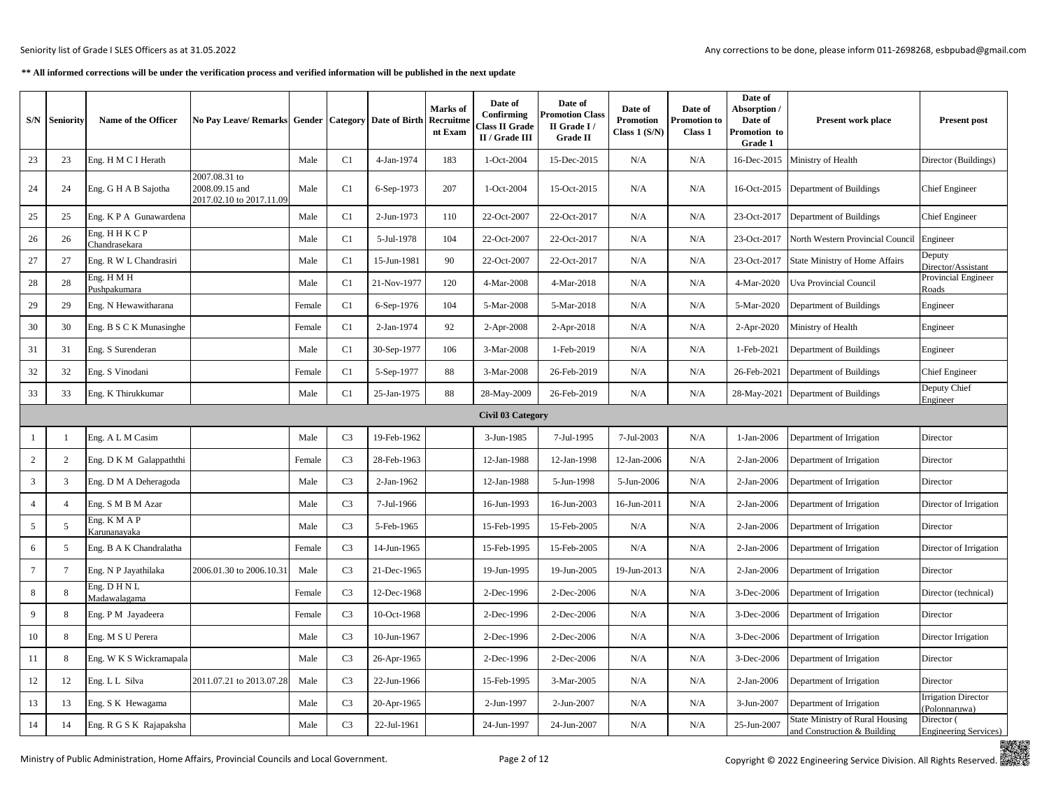Seniority list of Grade I SLES Officers as at 31.05.2022

Any corrections to be done, please inform 011-2698268, esbpubad@gmail.com

**** All informed corrections will be under the verification process and verified information will be published in the next update**

| S/N | Seniority | Name of the Officer | No Pay Leave/ Remarks | Gender | Category | Date of Birth | Marks of Recruitment Exam | Date of Confirming Class II Grade II / Grade III | Date of Promotion Class II Grade I / Grade II | Date of Promotion Class 1 (S/N) | Date of Promotion to Class 1 | Date of Absorption / Date of Promotion to Grade 1 | Present work place | Present post |
|---|---|---|---|---|---|---|---|---|---|---|---|---|---|---|
| 23 | 23 | Eng. H M C I Herath | | Male | C1 | 4-Jan-1974 | 183 | 1-Oct-2004 | 15-Dec-2015 | N/A | N/A | 16-Dec-2015 | Ministry of Health | Director (Buildings) |
| 24 | 24 | Eng. G H A B Sajotha | 2007.08.31 to 2008.09.15 and 2017.02.10 to 2017.11.09 | Male | C1 | 6-Sep-1973 | 207 | 1-Oct-2004 | 15-Oct-2015 | N/A | N/A | 16-Oct-2015 | Department of Buildings | Chief Engineer |
| 25 | 25 | Eng. K P A Gunawardena | | Male | C1 | 2-Jun-1973 | 110 | 22-Oct-2007 | 22-Oct-2017 | N/A | N/A | 23-Oct-2017 | Department of Buildings | Chief Engineer |
| 26 | 26 | Eng. H H K C P Chandrasekara | | Male | C1 | 5-Jul-1978 | 104 | 22-Oct-2007 | 22-Oct-2017 | N/A | N/A | 23-Oct-2017 | North Western Provincial Council | Engineer |
| 27 | 27 | Eng. R W L Chandrasiri | | Male | C1 | 15-Jun-1981 | 90 | 22-Oct-2007 | 22-Oct-2017 | N/A | N/A | 23-Oct-2017 | State Ministry of Home Affairs | Deputy Director/Assistant |
| 28 | 28 | Eng. H M H Pushpakumara | | Male | C1 | 21-Nov-1977 | 120 | 4-Mar-2008 | 4-Mar-2018 | N/A | N/A | 4-Mar-2020 | Uva Provincial Council | Provincial Engineer Roads |
| 29 | 29 | Eng. N Hewawitharana | | Female | C1 | 6-Sep-1976 | 104 | 5-Mar-2008 | 5-Mar-2018 | N/A | N/A | 5-Mar-2020 | Department of Buildings | Engineer |
| 30 | 30 | Eng. B S C K Munasinghe | | Female | C1 | 2-Jan-1974 | 92 | 2-Apr-2008 | 2-Apr-2018 | N/A | N/A | 2-Apr-2020 | Ministry of Health | Engineer |
| 31 | 31 | Eng. S Surenderan | | Male | C1 | 30-Sep-1977 | 106 | 3-Mar-2008 | 1-Feb-2019 | N/A | N/A | 1-Feb-2021 | Department of Buildings | Engineer |
| 32 | 32 | Eng. S Vinodani | | Female | C1 | 5-Sep-1977 | 88 | 3-Mar-2008 | 26-Feb-2019 | N/A | N/A | 26-Feb-2021 | Department of Buildings | Chief Engineer |
| 33 | 33 | Eng. K Thirukkumar | | Male | C1 | 25-Jan-1975 | 88 | 28-May-2009 | 26-Feb-2019 | N/A | N/A | 28-May-2021 | Department of Buildings | Deputy Chief Engineer |
| | | | | | | | | **Civil 03 Category** | | | | | | |
| 1 | 1 | Eng. A L M Casim | | Male | C3 | 19-Feb-1962 | | 3-Jun-1985 | 7-Jul-1995 | 7-Jul-2003 | N/A | 1-Jan-2006 | Department of Irrigation | Director |
| 2 | 2 | Eng. D K M Galappaththi | | Female | C3 | 28-Feb-1963 | | 12-Jan-1988 | 12-Jan-1998 | 12-Jan-2006 | N/A | 2-Jan-2006 | Department of Irrigation | Director |
| 3 | 3 | Eng. D M A Deheragoda | | Male | C3 | 2-Jan-1962 | | 12-Jan-1988 | 5-Jun-1998 | 5-Jun-2006 | N/A | 2-Jan-2006 | Department of Irrigation | Director |
| 4 | 4 | Eng. S M B M Azar | | Male | C3 | 7-Jul-1966 | | 16-Jun-1993 | 16-Jun-2003 | 16-Jun-2011 | N/A | 2-Jan-2006 | Department of Irrigation | Director of Irrigation |
| 5 | 5 | Eng. K M A P Karunanayaka | | Male | C3 | 5-Feb-1965 | | 15-Feb-1995 | 15-Feb-2005 | N/A | N/A | 2-Jan-2006 | Department of Irrigation | Director |
| 6 | 5 | Eng. B A K Chandralatha | | Female | C3 | 14-Jun-1965 | | 15-Feb-1995 | 15-Feb-2005 | N/A | N/A | 2-Jan-2006 | Department of Irrigation | Director of Irrigation |
| 7 | 7 | Eng. N P Jayathilaka | 2006.01.30 to 2006.10.31 | Male | C3 | 21-Dec-1965 | | 19-Jun-1995 | 19-Jun-2005 | 19-Jun-2013 | N/A | 2-Jan-2006 | Department of Irrigation | Director |
| 8 | 8 | Eng. D H N L Madawalagama | | Female | C3 | 12-Dec-1968 | | 2-Dec-1996 | 2-Dec-2006 | N/A | N/A | 3-Dec-2006 | Department of Irrigation | Director (technical) |
| 9 | 8 | Eng. P M Jayadeera | | Female | C3 | 10-Oct-1968 | | 2-Dec-1996 | 2-Dec-2006 | N/A | N/A | 3-Dec-2006 | Department of Irrigation | Director |
| 10 | 8 | Eng. M S U Perera | | Male | C3 | 10-Jun-1967 | | 2-Dec-1996 | 2-Dec-2006 | N/A | N/A | 3-Dec-2006 | Department of Irrigation | Director Irrigation |
| 11 | 8 | Eng. W K S Wickramapala | | Male | C3 | 26-Apr-1965 | | 2-Dec-1996 | 2-Dec-2006 | N/A | N/A | 3-Dec-2006 | Department of Irrigation | Director |
| 12 | 12 | Eng. L L Silva | 2011.07.21 to 2013.07.28 | Male | C3 | 22-Jun-1966 | | 15-Feb-1995 | 3-Mar-2005 | N/A | N/A | 2-Jan-2006 | Department of Irrigation | Director |
| 13 | 13 | Eng. S K Hewagama | | Male | C3 | 20-Apr-1965 | | 2-Jun-1997 | 2-Jun-2007 | N/A | N/A | 3-Jun-2007 | Department of Irrigation | Irrigation Director (Polonnaruwa) |
| 14 | 14 | Eng. R G S K Rajapaksha | | Male | C3 | 22-Jul-1961 | | 24-Jun-1997 | 24-Jun-2007 | N/A | N/A | 25-Jun-2007 | State Ministry of Rural Housing and Construction & Building | Director ( Engineering Services) |

Ministry of Public Administration, Home Affairs, Provincial Councils and Local Government.

Copyright © 2022 Engineering Service Division. All Rights Reserved.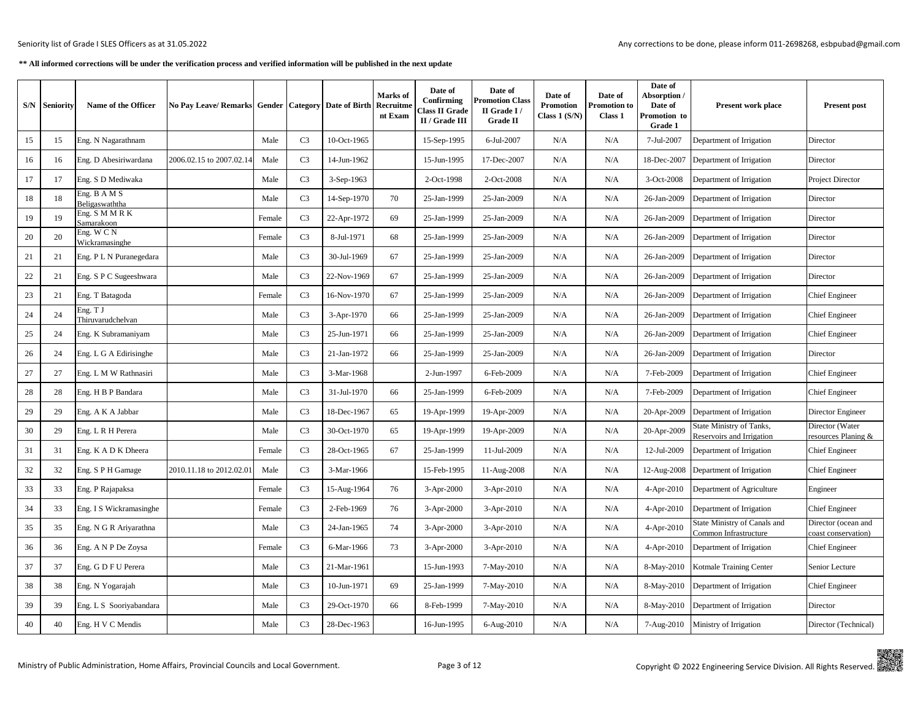**\*\* All informed corrections will be under the verification process and verified information will be published in the next update**

| S/N | Seniority | Name of the Officer | No Pay Leave/ Remarks | Gender | Category | Date of Birth | Marks of Recruitment Exam | Date of Confirming Class II Grade II / Grade III | Date of Promotion Class II Grade I / Grade II | Date of Promotion Class 1 (S/N) | Date of Promotion to Class 1 | Date of Absorption / Date of Promotion to Grade 1 | Present work place | Present post |
|---|---|---|---|---|---|---|---|---|---|---|---|---|---|---|
| 15 | 15 | Eng. N Nagarathnam | | Male | C3 | 10-Oct-1965 | | 15-Sep-1995 | 6-Jul-2007 | N/A | N/A | 7-Jul-2007 | Department of Irrigation | Director |
| 16 | 16 | Eng. D Abesiriwardana | 2006.02.15 to 2007.02.14 | Male | C3 | 14-Jun-1962 | | 15-Jun-1995 | 17-Dec-2007 | N/A | N/A | 18-Dec-2007 | Department of Irrigation | Director |
| 17 | 17 | Eng. S D Mediwaka | | Male | C3 | 3-Sep-1963 | | 2-Oct-1998 | 2-Oct-2008 | N/A | N/A | 3-Oct-2008 | Department of Irrigation | Project Director |
| 18 | 18 | Eng. B A M S Beligaswaththa | | Male | C3 | 14-Sep-1970 | 70 | 25-Jan-1999 | 25-Jan-2009 | N/A | N/A | 26-Jan-2009 | Department of Irrigation | Director |
| 19 | 19 | Eng. S M M R K Samarakoon | | Female | C3 | 22-Apr-1972 | 69 | 25-Jan-1999 | 25-Jan-2009 | N/A | N/A | 26-Jan-2009 | Department of Irrigation | Director |
| 20 | 20 | Eng. W C N Wickramasinghe | | Female | C3 | 8-Jul-1971 | 68 | 25-Jan-1999 | 25-Jan-2009 | N/A | N/A | 26-Jan-2009 | Department of Irrigation | Director |
| 21 | 21 | Eng. P L N Puranegedara | | Male | C3 | 30-Jul-1969 | 67 | 25-Jan-1999 | 25-Jan-2009 | N/A | N/A | 26-Jan-2009 | Department of Irrigation | Director |
| 22 | 21 | Eng. S P C Sugeeshwara | | Male | C3 | 22-Nov-1969 | 67 | 25-Jan-1999 | 25-Jan-2009 | N/A | N/A | 26-Jan-2009 | Department of Irrigation | Director |
| 23 | 21 | Eng. T Batagoda | | Female | C3 | 16-Nov-1970 | 67 | 25-Jan-1999 | 25-Jan-2009 | N/A | N/A | 26-Jan-2009 | Department of Irrigation | Chief Engineer |
| 24 | 24 | Eng. T J Thiruvarudchelvan | | Male | C3 | 3-Apr-1970 | 66 | 25-Jan-1999 | 25-Jan-2009 | N/A | N/A | 26-Jan-2009 | Department of Irrigation | Chief Engineer |
| 25 | 24 | Eng. K Subramaniyam | | Male | C3 | 25-Jun-1971 | 66 | 25-Jan-1999 | 25-Jan-2009 | N/A | N/A | 26-Jan-2009 | Department of Irrigation | Chief Engineer |
| 26 | 24 | Eng. L G A Edirisinghe | | Male | C3 | 21-Jan-1972 | 66 | 25-Jan-1999 | 25-Jan-2009 | N/A | N/A | 26-Jan-2009 | Department of Irrigation | Director |
| 27 | 27 | Eng. L M W Rathnasiri | | Male | C3 | 3-Mar-1968 | | 2-Jun-1997 | 6-Feb-2009 | N/A | N/A | 7-Feb-2009 | Department of Irrigation | Chief Engineer |
| 28 | 28 | Eng. H B P Bandara | | Male | C3 | 31-Jul-1970 | 66 | 25-Jan-1999 | 6-Feb-2009 | N/A | N/A | 7-Feb-2009 | Department of Irrigation | Chief Engineer |
| 29 | 29 | Eng. A K A Jabbar | | Male | C3 | 18-Dec-1967 | 65 | 19-Apr-1999 | 19-Apr-2009 | N/A | N/A | 20-Apr-2009 | Department of Irrigation | Director Engineer |
| 30 | 29 | Eng. L R H Perera | | Male | C3 | 30-Oct-1970 | 65 | 19-Apr-1999 | 19-Apr-2009 | N/A | N/A | 20-Apr-2009 | State Ministry of Tanks, Reservoirs and Irrigation | Director (Water resources Planing & |
| 31 | 31 | Eng. K A D K Dheera | | Female | C3 | 28-Oct-1965 | 67 | 25-Jan-1999 | 11-Jul-2009 | N/A | N/A | 12-Jul-2009 | Department of Irrigation | Chief Engineer |
| 32 | 32 | Eng. S P H Gamage | 2010.11.18 to 2012.02.01 | Male | C3 | 3-Mar-1966 | | 15-Feb-1995 | 11-Aug-2008 | N/A | N/A | 12-Aug-2008 | Department of Irrigation | Chief Engineer |
| 33 | 33 | Eng. P Rajapaksa | | Female | C3 | 15-Aug-1964 | 76 | 3-Apr-2000 | 3-Apr-2010 | N/A | N/A | 4-Apr-2010 | Department of Agriculture | Engineer |
| 34 | 33 | Eng. I S Wickramasinghe | | Female | C3 | 2-Feb-1969 | 76 | 3-Apr-2000 | 3-Apr-2010 | N/A | N/A | 4-Apr-2010 | Department of Irrigation | Chief Engineer |
| 35 | 35 | Eng. N G R Ariyarathna | | Male | C3 | 24-Jan-1965 | 74 | 3-Apr-2000 | 3-Apr-2010 | N/A | N/A | 4-Apr-2010 | State Ministry of Canals and Common Infrastructure | Director (ocean and coast conservation) |
| 36 | 36 | Eng. A N P De Zoysa | | Female | C3 | 6-Mar-1966 | 73 | 3-Apr-2000 | 3-Apr-2010 | N/A | N/A | 4-Apr-2010 | Department of Irrigation | Chief Engineer |
| 37 | 37 | Eng. G D F U Perera | | Male | C3 | 21-Mar-1961 | | 15-Jun-1993 | 7-May-2010 | N/A | N/A | 8-May-2010 | Kotmale Training Center | Senior Lecture |
| 38 | 38 | Eng. N Yogarajah | | Male | C3 | 10-Jun-1971 | 69 | 25-Jan-1999 | 7-May-2010 | N/A | N/A | 8-May-2010 | Department of Irrigation | Chief Engineer |
| 39 | 39 | Eng. L S Sooriyabandara | | Male | C3 | 29-Oct-1970 | 66 | 8-Feb-1999 | 7-May-2010 | N/A | N/A | 8-May-2010 | Department of Irrigation | Director |
| 40 | 40 | Eng. H V C Mendis | | Male | C3 | 28-Dec-1963 | | 16-Jun-1995 | 6-Aug-2010 | N/A | N/A | 7-Aug-2010 | Ministry of Irrigation | Director (Technical) |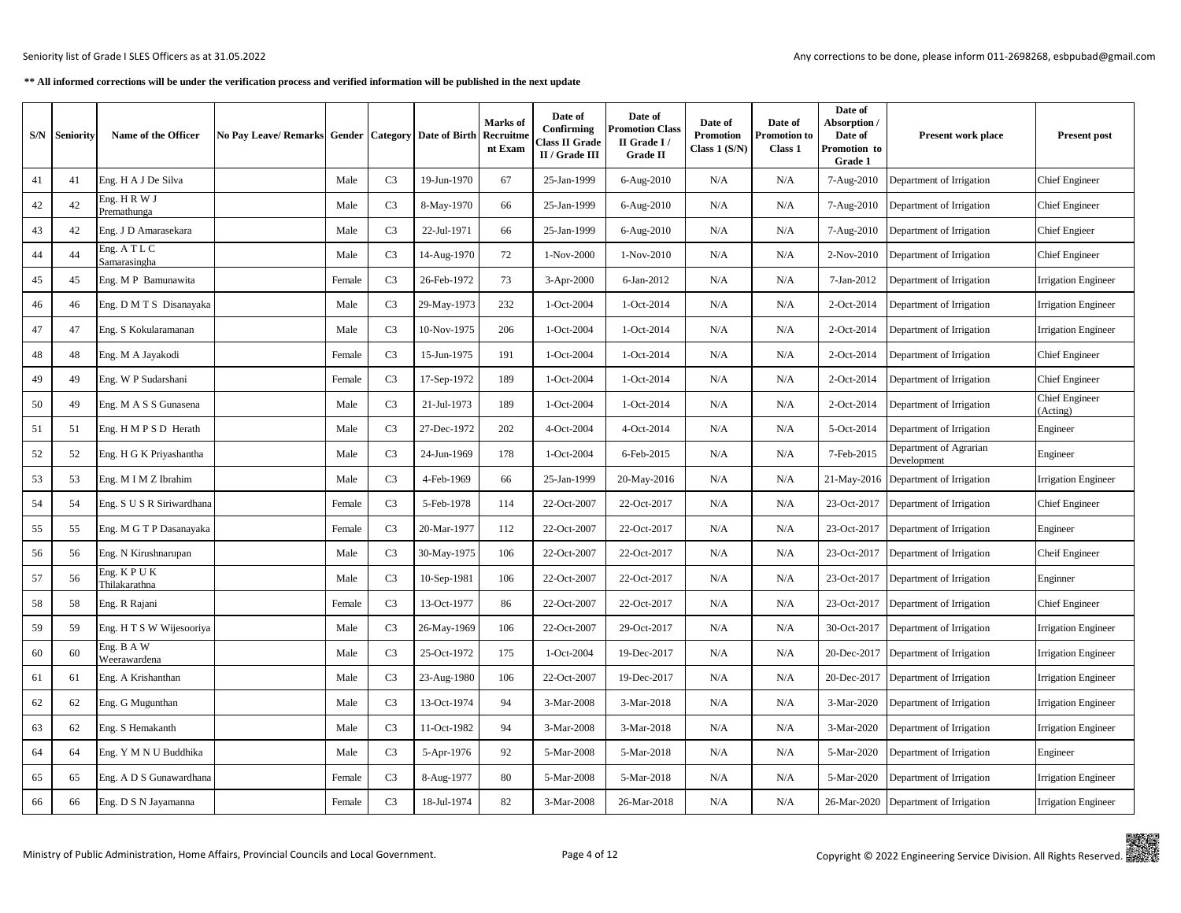**\*\* All informed corrections will be under the verification process and verified information will be published in the next update**

| S/N | Seniority | Name of the Officer | No Pay Leave/ Remarks | Gender | Category | Date of Birth | Marks of Recruitment Exam | Date of Confirming Class II Grade II / Grade III | Date of Promotion Class II Grade I / Grade II | Date of Promotion Class 1 (S/N) | Date of Promotion to Class 1 | Date of Absorption / Date of Promotion to Grade 1 | Present work place | Present post |
|---|---|---|---|---|---|---|---|---|---|---|---|---|---|---|
| 41 | 41 | Eng. H A J De Silva | | Male | C3 | 19-Jun-1970 | 67 | 25-Jan-1999 | 6-Aug-2010 | N/A | N/A | 7-Aug-2010 | Department of Irrigation | Chief Engineer |
| 42 | 42 | Eng. H R W J Premathunga | | Male | C3 | 8-May-1970 | 66 | 25-Jan-1999 | 6-Aug-2010 | N/A | N/A | 7-Aug-2010 | Department of Irrigation | Chief Engineer |
| 43 | 42 | Eng. J D Amarasekara | | Male | C3 | 22-Jul-1971 | 66 | 25-Jan-1999 | 6-Aug-2010 | N/A | N/A | 7-Aug-2010 | Department of Irrigation | Chief Engieer |
| 44 | 44 | Eng. A T L C Samarasingha | | Male | C3 | 14-Aug-1970 | 72 | 1-Nov-2000 | 1-Nov-2010 | N/A | N/A | 2-Nov-2010 | Department of Irrigation | Chief Engineer |
| 45 | 45 | Eng. M P Bamunawita | | Female | C3 | 26-Feb-1972 | 73 | 3-Apr-2000 | 6-Jan-2012 | N/A | N/A | 7-Jan-2012 | Department of Irrigation | Irrigation Engineer |
| 46 | 46 | Eng. D M T S Disanayaka | | Male | C3 | 29-May-1973 | 232 | 1-Oct-2004 | 1-Oct-2014 | N/A | N/A | 2-Oct-2014 | Department of Irrigation | Irrigation Engineer |
| 47 | 47 | Eng. S Kokularamanan | | Male | C3 | 10-Nov-1975 | 206 | 1-Oct-2004 | 1-Oct-2014 | N/A | N/A | 2-Oct-2014 | Department of Irrigation | Irrigation Engineer |
| 48 | 48 | Eng. M A Jayakodi | | Female | C3 | 15-Jun-1975 | 191 | 1-Oct-2004 | 1-Oct-2014 | N/A | N/A | 2-Oct-2014 | Department of Irrigation | Chief Engineer |
| 49 | 49 | Eng. W P Sudarshani | | Female | C3 | 17-Sep-1972 | 189 | 1-Oct-2004 | 1-Oct-2014 | N/A | N/A | 2-Oct-2014 | Department of Irrigation | Chief Engineer |
| 50 | 49 | Eng. M A S S Gunasena | | Male | C3 | 21-Jul-1973 | 189 | 1-Oct-2004 | 1-Oct-2014 | N/A | N/A | 2-Oct-2014 | Department of Irrigation | Chief Engineer (Acting) |
| 51 | 51 | Eng. H M P S D Herath | | Male | C3 | 27-Dec-1972 | 202 | 4-Oct-2004 | 4-Oct-2014 | N/A | N/A | 5-Oct-2014 | Department of Irrigation | Engineer |
| 52 | 52 | Eng. H G K Priyashantha | | Male | C3 | 24-Jun-1969 | 178 | 1-Oct-2004 | 6-Feb-2015 | N/A | N/A | 7-Feb-2015 | Department of Agrarian Development | Engineer |
| 53 | 53 | Eng. M I M Z Ibrahim | | Male | C3 | 4-Feb-1969 | 66 | 25-Jan-1999 | 20-May-2016 | N/A | N/A | 21-May-2016 | Department of Irrigation | Irrigation Engineer |
| 54 | 54 | Eng. S U S R Siriwardhana | | Female | C3 | 5-Feb-1978 | 114 | 22-Oct-2007 | 22-Oct-2017 | N/A | N/A | 23-Oct-2017 | Department of Irrigation | Chief Engineer |
| 55 | 55 | Eng. M G T P Dasanayaka | | Female | C3 | 20-Mar-1977 | 112 | 22-Oct-2007 | 22-Oct-2017 | N/A | N/A | 23-Oct-2017 | Department of Irrigation | Engineer |
| 56 | 56 | Eng. N Kirushnarupan | | Male | C3 | 30-May-1975 | 106 | 22-Oct-2007 | 22-Oct-2017 | N/A | N/A | 23-Oct-2017 | Department of Irrigation | Cheif Engineer |
| 57 | 56 | Eng. K P U K Thilakarathna | | Male | C3 | 10-Sep-1981 | 106 | 22-Oct-2007 | 22-Oct-2017 | N/A | N/A | 23-Oct-2017 | Department of Irrigation | Enginner |
| 58 | 58 | Eng. R Rajani | | Female | C3 | 13-Oct-1977 | 86 | 22-Oct-2007 | 22-Oct-2017 | N/A | N/A | 23-Oct-2017 | Department of Irrigation | Chief Engineer |
| 59 | 59 | Eng. H T S W Wijesooriya | | Male | C3 | 26-May-1969 | 106 | 22-Oct-2007 | 29-Oct-2017 | N/A | N/A | 30-Oct-2017 | Department of Irrigation | Irrigation Engineer |
| 60 | 60 | Eng. B A W Weerawardena | | Male | C3 | 25-Oct-1972 | 175 | 1-Oct-2004 | 19-Dec-2017 | N/A | N/A | 20-Dec-2017 | Department of Irrigation | Irrigation Engineer |
| 61 | 61 | Eng. A Krishanthan | | Male | C3 | 23-Aug-1980 | 106 | 22-Oct-2007 | 19-Dec-2017 | N/A | N/A | 20-Dec-2017 | Department of Irrigation | Irrigation Engineer |
| 62 | 62 | Eng. G Mugunthan | | Male | C3 | 13-Oct-1974 | 94 | 3-Mar-2008 | 3-Mar-2018 | N/A | N/A | 3-Mar-2020 | Department of Irrigation | Irrigation Engineer |
| 63 | 62 | Eng. S Hemakanth | | Male | C3 | 11-Oct-1982 | 94 | 3-Mar-2008 | 3-Mar-2018 | N/A | N/A | 3-Mar-2020 | Department of Irrigation | Irrigation Engineer |
| 64 | 64 | Eng. Y M N U Buddhika | | Male | C3 | 5-Apr-1976 | 92 | 5-Mar-2008 | 5-Mar-2018 | N/A | N/A | 5-Mar-2020 | Department of Irrigation | Engineer |
| 65 | 65 | Eng. A D S Gunawardhana | | Female | C3 | 8-Aug-1977 | 80 | 5-Mar-2008 | 5-Mar-2018 | N/A | N/A | 5-Mar-2020 | Department of Irrigation | Irrigation Engineer |
| 66 | 66 | Eng. D S N Jayamanna | | Female | C3 | 18-Jul-1974 | 82 | 3-Mar-2008 | 26-Mar-2018 | N/A | N/A | 26-Mar-2020 | Department of Irrigation | Irrigation Engineer |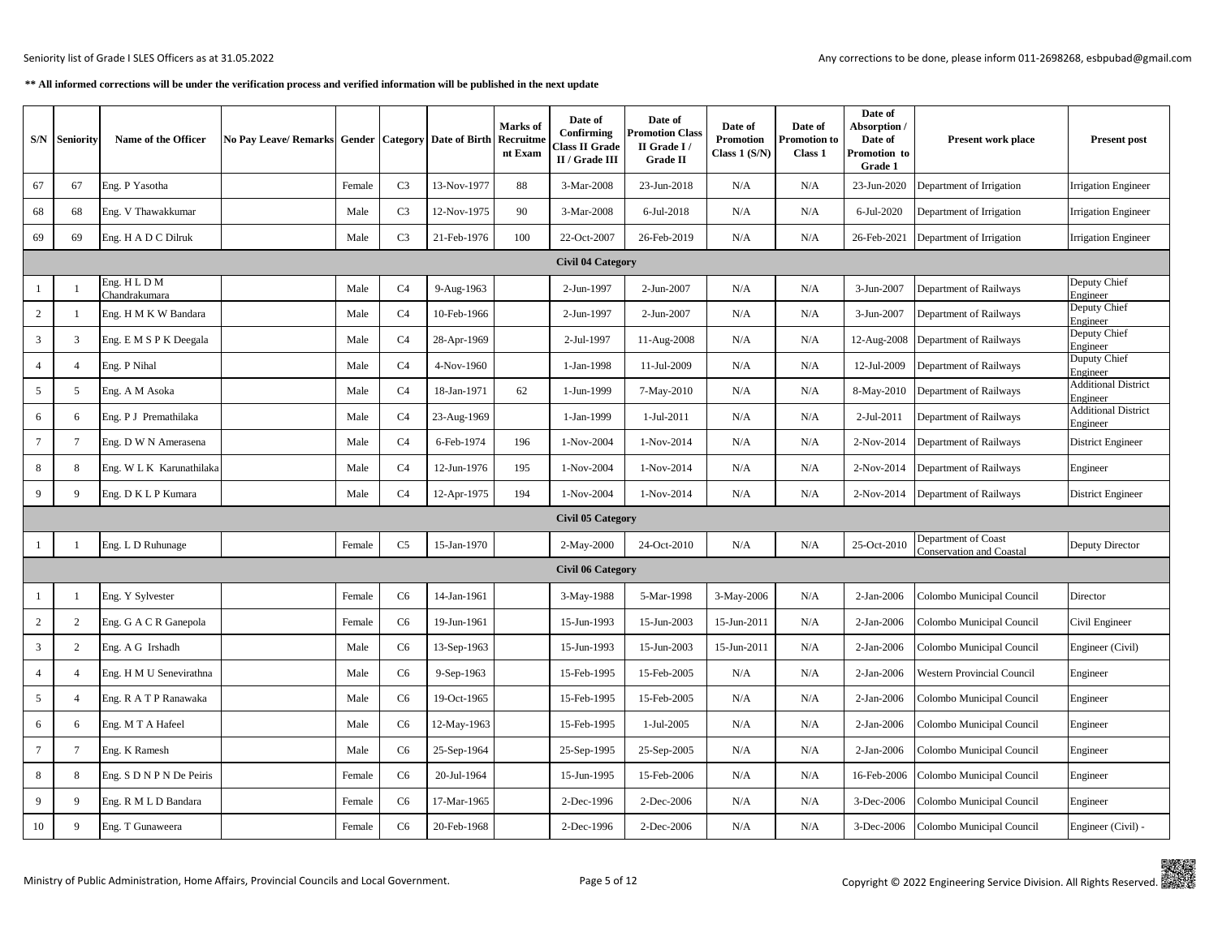**\*\* All informed corrections will be under the verification process and verified information will be published in the next update**

| S/N | Seniority | Name of the Officer | No Pay Leave/ Remarks | Gender | Category | Date of Birth | Marks of Recruitment Exam | Date of Confirming Class II Grade II / Grade III | Date of Promotion Class II Grade I / Grade II | Date of Promotion Class 1 (S/N) | Date of Promotion to Class 1 | Date of Absorption / Date of Promotion to Grade 1 | Present work place | Present post |
|---|---|---|---|---|---|---|---|---|---|---|---|---|---|---|
| 67 | 67 | Eng. P Yasotha | | Female | C3 | 13-Nov-1977 | 88 | 3-Mar-2008 | 23-Jun-2018 | N/A | N/A | 23-Jun-2020 | Department of Irrigation | Irrigation Engineer |
| 68 | 68 | Eng. V Thawakkumar | | Male | C3 | 12-Nov-1975 | 90 | 3-Mar-2008 | 6-Jul-2018 | N/A | N/A | 6-Jul-2020 | Department of Irrigation | Irrigation Engineer |
| 69 | 69 | Eng. H A D C Dilruk | | Male | C3 | 21-Feb-1976 | 100 | 22-Oct-2007 | 26-Feb-2019 | N/A | N/A | 26-Feb-2021 | Department of Irrigation | Irrigation Engineer |
| **Civil 04 Category** | | | | | | | | | | | | | | |
| 1 | 1 | Eng. H L D M Chandrakumara | | Male | C4 | 9-Aug-1963 | | 2-Jun-1997 | 2-Jun-2007 | N/A | N/A | 3-Jun-2007 | Department of Railways | Deputy Chief Engineer |
| 2 | 1 | Eng. H M K W Bandara | | Male | C4 | 10-Feb-1966 | | 2-Jun-1997 | 2-Jun-2007 | N/A | N/A | 3-Jun-2007 | Department of Railways | Deputy Chief Engineer |
| 3 | 3 | Eng. E M S P K Deegala | | Male | C4 | 28-Apr-1969 | | 2-Jul-1997 | 11-Aug-2008 | N/A | N/A | 12-Aug-2008 | Department of Railways | Deputy Chief Engineer |
| 4 | 4 | Eng. P Nihal | | Male | C4 | 4-Nov-1960 | | 1-Jan-1998 | 11-Jul-2009 | N/A | N/A | 12-Jul-2009 | Department of Railways | Duputy Chief Engineer |
| 5 | 5 | Eng. A M Asoka | | Male | C4 | 18-Jan-1971 | 62 | 1-Jun-1999 | 7-May-2010 | N/A | N/A | 8-May-2010 | Department of Railways | Additional District Engineer |
| 6 | 6 | Eng. P J Premathilaka | | Male | C4 | 23-Aug-1969 | | 1-Jan-1999 | 1-Jul-2011 | N/A | N/A | 2-Jul-2011 | Department of Railways | Additional District Engineer |
| 7 | 7 | Eng. D W N Amerasena | | Male | C4 | 6-Feb-1974 | 196 | 1-Nov-2004 | 1-Nov-2014 | N/A | N/A | 2-Nov-2014 | Department of Railways | District Engineer |
| 8 | 8 | Eng. W L K Karunathilaka | | Male | C4 | 12-Jun-1976 | 195 | 1-Nov-2004 | 1-Nov-2014 | N/A | N/A | 2-Nov-2014 | Department of Railways | Engineer |
| 9 | 9 | Eng. D K L P Kumara | | Male | C4 | 12-Apr-1975 | 194 | 1-Nov-2004 | 1-Nov-2014 | N/A | N/A | 2-Nov-2014 | Department of Railways | District Engineer |
| **Civil 05 Category** | | | | | | | | | | | | | | |
| 1 | 1 | Eng. L D Ruhunage | | Female | C5 | 15-Jan-1970 | | 2-May-2000 | 24-Oct-2010 | N/A | N/A | 25-Oct-2010 | Department of Coast Conservation and Coastal | Deputy Director |
| **Civil 06 Category** | | | | | | | | | | | | | | |
| 1 | 1 | Eng. Y Sylvester | | Female | C6 | 14-Jan-1961 | | 3-May-1988 | 5-Mar-1998 | 3-May-2006 | N/A | 2-Jan-2006 | Colombo Municipal Council | Director |
| 2 | 2 | Eng. G A C R Ganepola | | Female | C6 | 19-Jun-1961 | | 15-Jun-1993 | 15-Jun-2003 | 15-Jun-2011 | N/A | 2-Jan-2006 | Colombo Municipal Council | Civil Engineer |
| 3 | 2 | Eng. A G Irshadh | | Male | C6 | 13-Sep-1963 | | 15-Jun-1993 | 15-Jun-2003 | 15-Jun-2011 | N/A | 2-Jan-2006 | Colombo Municipal Council | Engineer (Civil) |
| 4 | 4 | Eng. H M U Senevirathna | | Male | C6 | 9-Sep-1963 | | 15-Feb-1995 | 15-Feb-2005 | N/A | N/A | 2-Jan-2006 | Western Provincial Council | Engineer |
| 5 | 4 | Eng. R A T P Ranawaka | | Male | C6 | 19-Oct-1965 | | 15-Feb-1995 | 15-Feb-2005 | N/A | N/A | 2-Jan-2006 | Colombo Municipal Council | Engineer |
| 6 | 6 | Eng. M T A Hafeel | | Male | C6 | 12-May-1963 | | 15-Feb-1995 | 1-Jul-2005 | N/A | N/A | 2-Jan-2006 | Colombo Municipal Council | Engineer |
| 7 | 7 | Eng. K Ramesh | | Male | C6 | 25-Sep-1964 | | 25-Sep-1995 | 25-Sep-2005 | N/A | N/A | 2-Jan-2006 | Colombo Municipal Council | Engineer |
| 8 | 8 | Eng. S D N P N De Peiris | | Female | C6 | 20-Jul-1964 | | 15-Jun-1995 | 15-Feb-2006 | N/A | N/A | 16-Feb-2006 | Colombo Municipal Council | Engineer |
| 9 | 9 | Eng. R M L D Bandara | | Female | C6 | 17-Mar-1965 | | 2-Dec-1996 | 2-Dec-2006 | N/A | N/A | 3-Dec-2006 | Colombo Municipal Council | Engineer |
| 10 | 9 | Eng. T Gunaweera | | Female | C6 | 20-Feb-1968 | | 2-Dec-1996 | 2-Dec-2006 | N/A | N/A | 3-Dec-2006 | Colombo Municipal Council | Engineer (Civil) - |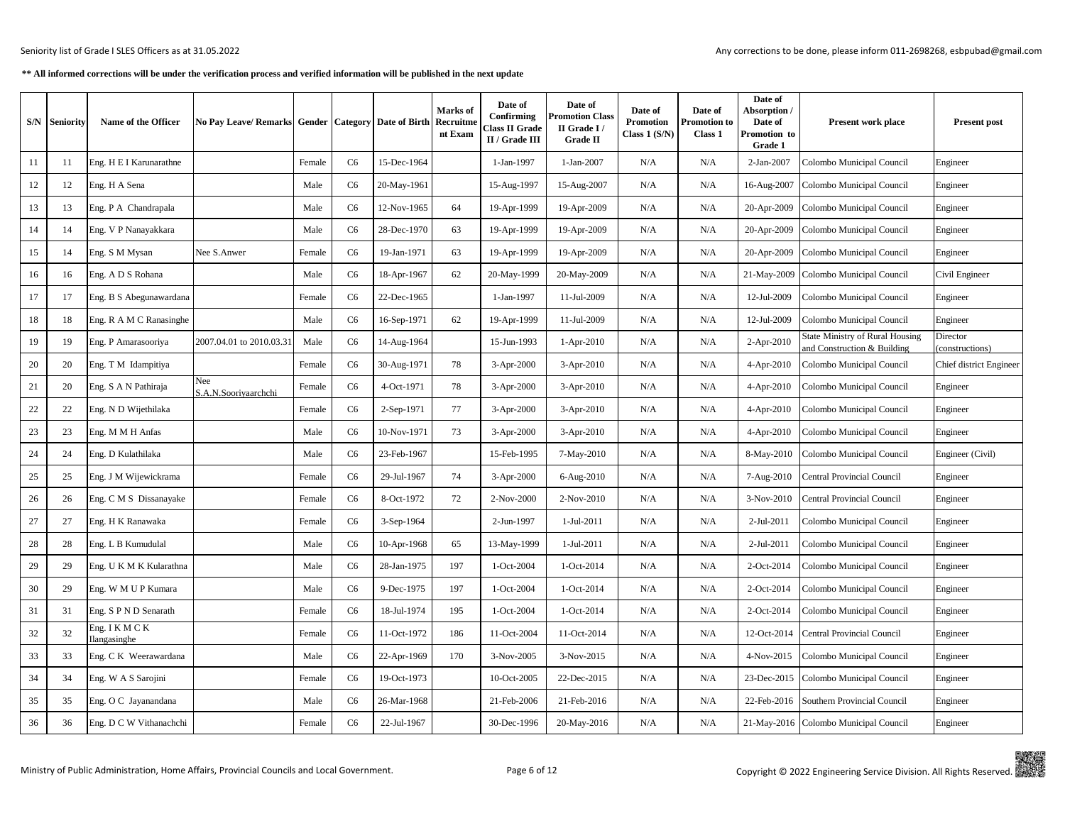Seniority list of Grade I SLES Officers as at 31.05.2022

Any corrections to be done, please inform 011-2698268, esbpubad@gmail.com

**\*\* All informed corrections will be under the verification process and verified information will be published in the next update**

| S/N | Seniority | Name of the Officer | No Pay Leave/ Remarks | Gender | Category | Date of Birth | Marks of Recruitment Exam | Date of Confirming Class II Grade II / Grade III | Date of Promotion Class II Grade I / Grade II | Date of Promotion Class 1 (S/N) | Date of Promotion to Class 1 | Date of Absorption / Date of Promotion to Grade 1 | Present work place | Present post |
|---|---|---|---|---|---|---|---|---|---|---|---|---|---|---|
| 11 | 11 | Eng. H E I Karunarathne | | Female | C6 | 15-Dec-1964 | | 1-Jan-1997 | 1-Jan-2007 | N/A | N/A | 2-Jan-2007 | Colombo Municipal Council | Engineer |
| 12 | 12 | Eng. H A Sena | | Male | C6 | 20-May-1961 | | 15-Aug-1997 | 15-Aug-2007 | N/A | N/A | 16-Aug-2007 | Colombo Municipal Council | Engineer |
| 13 | 13 | Eng. P A Chandrapala | | Male | C6 | 12-Nov-1965 | 64 | 19-Apr-1999 | 19-Apr-2009 | N/A | N/A | 20-Apr-2009 | Colombo Municipal Council | Engineer |
| 14 | 14 | Eng. V P Nanayakkara | | Male | C6 | 28-Dec-1970 | 63 | 19-Apr-1999 | 19-Apr-2009 | N/A | N/A | 20-Apr-2009 | Colombo Municipal Council | Engineer |
| 15 | 14 | Eng. S M Mysan | Nee S.Anwer | Female | C6 | 19-Jan-1971 | 63 | 19-Apr-1999 | 19-Apr-2009 | N/A | N/A | 20-Apr-2009 | Colombo Municipal Council | Engineer |
| 16 | 16 | Eng. A D S Rohana | | Male | C6 | 18-Apr-1967 | 62 | 20-May-1999 | 20-May-2009 | N/A | N/A | 21-May-2009 | Colombo Municipal Council | Civil Engineer |
| 17 | 17 | Eng. B S Abegunawardana | | Female | C6 | 22-Dec-1965 | | 1-Jan-1997 | 11-Jul-2009 | N/A | N/A | 12-Jul-2009 | Colombo Municipal Council | Engineer |
| 18 | 18 | Eng. R A M C Ranasinghe | | Male | C6 | 16-Sep-1971 | 62 | 19-Apr-1999 | 11-Jul-2009 | N/A | N/A | 12-Jul-2009 | Colombo Municipal Council | Engineer |
| 19 | 19 | Eng. P Amarasooriya | 2007.04.01 to 2010.03.31 | Male | C6 | 14-Aug-1964 | | 15-Jun-1993 | 1-Apr-2010 | N/A | N/A | 2-Apr-2010 | State Ministry of Rural Housing and Construction & Building | Director (constructions) |
| 20 | 20 | Eng. T M Idampitiya | | Female | C6 | 30-Aug-1971 | 78 | 3-Apr-2000 | 3-Apr-2010 | N/A | N/A | 4-Apr-2010 | Colombo Municipal Council | Chief district Engineer |
| 21 | 20 | Eng. S A N Pathiraja | Nee S.A.N.Sooriyaarchchi | Female | C6 | 4-Oct-1971 | 78 | 3-Apr-2000 | 3-Apr-2010 | N/A | N/A | 4-Apr-2010 | Colombo Municipal Council | Engineer |
| 22 | 22 | Eng. N D Wijethilaka | | Female | C6 | 2-Sep-1971 | 77 | 3-Apr-2000 | 3-Apr-2010 | N/A | N/A | 4-Apr-2010 | Colombo Municipal Council | Engineer |
| 23 | 23 | Eng. M M H Anfas | | Male | C6 | 10-Nov-1971 | 73 | 3-Apr-2000 | 3-Apr-2010 | N/A | N/A | 4-Apr-2010 | Colombo Municipal Council | Engineer |
| 24 | 24 | Eng. D Kulathilaka | | Male | C6 | 23-Feb-1967 | | 15-Feb-1995 | 7-May-2010 | N/A | N/A | 8-May-2010 | Colombo Municipal Council | Engineer (Civil) |
| 25 | 25 | Eng. J M Wijewickrama | | Female | C6 | 29-Jul-1967 | 74 | 3-Apr-2000 | 6-Aug-2010 | N/A | N/A | 7-Aug-2010 | Central Provincial Council | Engineer |
| 26 | 26 | Eng. C M S Dissanayake | | Female | C6 | 8-Oct-1972 | 72 | 2-Nov-2000 | 2-Nov-2010 | N/A | N/A | 3-Nov-2010 | Central Provincial Council | Engineer |
| 27 | 27 | Eng. H K Ranawaka | | Female | C6 | 3-Sep-1964 | | 2-Jun-1997 | 1-Jul-2011 | N/A | N/A | 2-Jul-2011 | Colombo Municipal Council | Engineer |
| 28 | 28 | Eng. L B Kumudulal | | Male | C6 | 10-Apr-1968 | 65 | 13-May-1999 | 1-Jul-2011 | N/A | N/A | 2-Jul-2011 | Colombo Municipal Council | Engineer |
| 29 | 29 | Eng. U K M K Kularathna | | Male | C6 | 28-Jan-1975 | 197 | 1-Oct-2004 | 1-Oct-2014 | N/A | N/A | 2-Oct-2014 | Colombo Municipal Council | Engineer |
| 30 | 29 | Eng. W M U P Kumara | | Male | C6 | 9-Dec-1975 | 197 | 1-Oct-2004 | 1-Oct-2014 | N/A | N/A | 2-Oct-2014 | Colombo Municipal Council | Engineer |
| 31 | 31 | Eng. S P N D Senarath | | Female | C6 | 18-Jul-1974 | 195 | 1-Oct-2004 | 1-Oct-2014 | N/A | N/A | 2-Oct-2014 | Colombo Municipal Council | Engineer |
| 32 | 32 | Eng. I K M C K Ilangasinghe | | Female | C6 | 11-Oct-1972 | 186 | 11-Oct-2004 | 11-Oct-2014 | N/A | N/A | 12-Oct-2014 | Central Provincial Council | Engineer |
| 33 | 33 | Eng. C K Weerawardana | | Male | C6 | 22-Apr-1969 | 170 | 3-Nov-2005 | 3-Nov-2015 | N/A | N/A | 4-Nov-2015 | Colombo Municipal Council | Engineer |
| 34 | 34 | Eng. W A S Sarojini | | Female | C6 | 19-Oct-1973 | | 10-Oct-2005 | 22-Dec-2015 | N/A | N/A | 23-Dec-2015 | Colombo Municipal Council | Engineer |
| 35 | 35 | Eng. O C Jayanandana | | Male | C6 | 26-Mar-1968 | | 21-Feb-2006 | 21-Feb-2016 | N/A | N/A | 22-Feb-2016 | Southern Provincial Council | Engineer |
| 36 | 36 | Eng. D C W Vithanachchi | | Female | C6 | 22-Jul-1967 | | 30-Dec-1996 | 20-May-2016 | N/A | N/A | 21-May-2016 | Colombo Municipal Council | Engineer |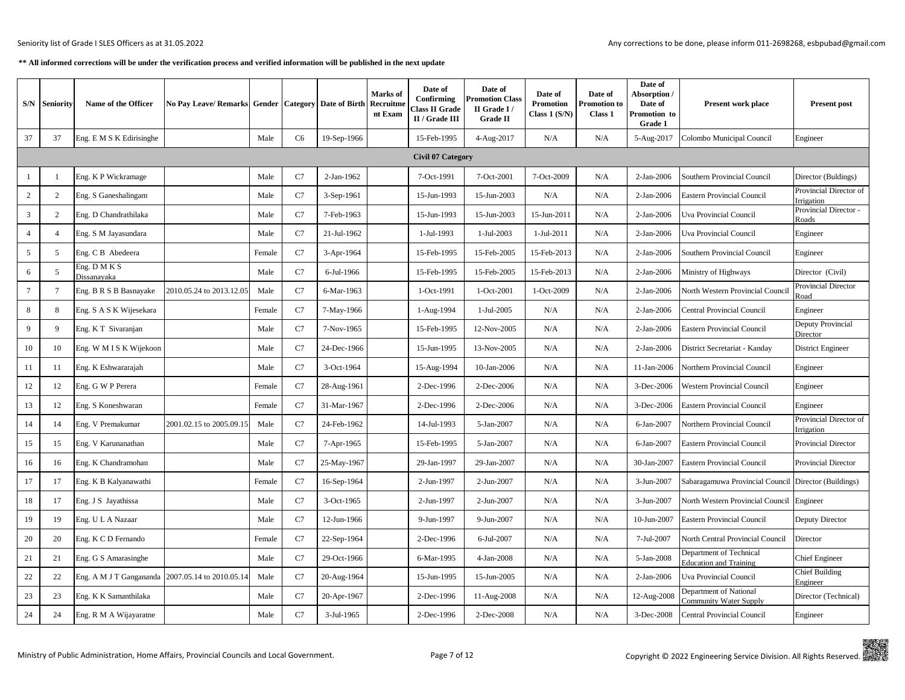Seniority list of Grade I SLES Officers as at 31.05.2022

Any corrections to be done, please inform 011-2698268, esbpubad@gmail.com

**\*\* All informed corrections will be under the verification process and verified information will be published in the next update**

| S/N | Seniority | Name of the Officer | No Pay Leave/ Remarks | Gender | Category | Date of Birth | Marks of Recruitment Exam | Date of Confirming Class II Grade II / Grade III | Date of Promotion Class II Grade I / Grade II | Date of Promotion Class 1 (S/N) | Date of Promotion to Class 1 | Date of Absorption / Date of Promotion to Grade 1 | Present work place | Present post |
|---|---|---|---|---|---|---|---|---|---|---|---|---|---|---|
| 37 | 37 | Eng. E M S K Edirisinghe | | Male | C6 | 19-Sep-1966 | | 15-Feb-1995 | 4-Aug-2017 | N/A | N/A | 5-Aug-2017 | Colombo Municipal Council | Engineer |
| | | | | | | | | **Civil 07 Category** | | | | | | |
| 1 | 1 | Eng. K P Wickramage | | Male | C7 | 2-Jan-1962 | | 7-Oct-1991 | 7-Oct-2001 | 7-Oct-2009 | N/A | 2-Jan-2006 | Southern Provincial Council | Director (Buildings) |
| 2 | 2 | Eng. S Ganeshalingam | | Male | C7 | 3-Sep-1961 | | 15-Jun-1993 | 15-Jun-2003 | N/A | N/A | 2-Jan-2006 | Eastern Provincial Council | Provincial Director of Irrigation |
| 3 | 2 | Eng. D Chandrathilaka | | Male | C7 | 7-Feb-1963 | | 15-Jun-1993 | 15-Jun-2003 | 15-Jun-2011 | N/A | 2-Jan-2006 | Uva Provincial Council | Provincial Director - Roads |
| 4 | 4 | Eng. S M Jayasundara | | Male | C7 | 21-Jul-1962 | | 1-Jul-1993 | 1-Jul-2003 | 1-Jul-2011 | N/A | 2-Jan-2006 | Uva Provincial Council | Engineer |
| 5 | 5 | Eng. C B Abedeera | | Female | C7 | 3-Apr-1964 | | 15-Feb-1995 | 15-Feb-2005 | 15-Feb-2013 | N/A | 2-Jan-2006 | Southern Provincial Council | Engineer |
| 6 | 5 | Eng. D M K S Dissanayaka | | Male | C7 | 6-Jul-1966 | | 15-Feb-1995 | 15-Feb-2005 | 15-Feb-2013 | N/A | 2-Jan-2006 | Ministry of Highways | Director (Civil) |
| 7 | 7 | Eng. B R S B Basnayake | 2010.05.24 to 2013.12.05 | Male | C7 | 6-Mar-1963 | | 1-Oct-1991 | 1-Oct-2001 | 1-Oct-2009 | N/A | 2-Jan-2006 | North Western Provincial Council | Provincial Director Road |
| 8 | 8 | Eng. S A S K Wijesekara | | Female | C7 | 7-May-1966 | | 1-Aug-1994 | 1-Jul-2005 | N/A | N/A | 2-Jan-2006 | Central Provincial Council | Engineer |
| 9 | 9 | Eng. K T Sivaranjan | | Male | C7 | 7-Nov-1965 | | 15-Feb-1995 | 12-Nov-2005 | N/A | N/A | 2-Jan-2006 | Eastern Provincial Council | Deputy Provincial Director |
| 10 | 10 | Eng. W M I S K Wijekoon | | Male | C7 | 24-Dec-1966 | | 15-Jun-1995 | 13-Nov-2005 | N/A | N/A | 2-Jan-2006 | District Secretariat - Kanday | District Engineer |
| 11 | 11 | Eng. K Eshwararajah | | Male | C7 | 3-Oct-1964 | | 15-Aug-1994 | 10-Jan-2006 | N/A | N/A | 11-Jan-2006 | Northern Provincial Council | Engineer |
| 12 | 12 | Eng. G W P Perera | | Female | C7 | 28-Aug-1961 | | 2-Dec-1996 | 2-Dec-2006 | N/A | N/A | 3-Dec-2006 | Western Provincial Council | Engineer |
| 13 | 12 | Eng. S Koneshwaran | | Female | C7 | 31-Mar-1967 | | 2-Dec-1996 | 2-Dec-2006 | N/A | N/A | 3-Dec-2006 | Eastern Provincial Council | Engineer |
| 14 | 14 | Eng. V Premakumar | 2001.02.15 to 2005.09.15 | Male | C7 | 24-Feb-1962 | | 14-Jul-1993 | 5-Jan-2007 | N/A | N/A | 6-Jan-2007 | Northern Provincial Council | Provincial Director of Irrigation |
| 15 | 15 | Eng. V Karunanathan | | Male | C7 | 7-Apr-1965 | | 15-Feb-1995 | 5-Jan-2007 | N/A | N/A | 6-Jan-2007 | Eastern Provincial Council | Provincial Director |
| 16 | 16 | Eng. K Chandramohan | | Male | C7 | 25-May-1967 | | 29-Jan-1997 | 29-Jan-2007 | N/A | N/A | 30-Jan-2007 | Eastern Provincial Council | Provincial Director |
| 17 | 17 | Eng. K B Kalyanawathi | | Female | C7 | 16-Sep-1964 | | 2-Jun-1997 | 2-Jun-2007 | N/A | N/A | 3-Jun-2007 | Sabaragamuwa Provincial Council | Director (Buildings) |
| 18 | 17 | Eng. J S Jayathissa | | Male | C7 | 3-Oct-1965 | | 2-Jun-1997 | 2-Jun-2007 | N/A | N/A | 3-Jun-2007 | North Western Provincial Council | Engineer |
| 19 | 19 | Eng. U L A Nazaar | | Male | C7 | 12-Jun-1966 | | 9-Jun-1997 | 9-Jun-2007 | N/A | N/A | 10-Jun-2007 | Eastern Provincial Council | Deputy Director |
| 20 | 20 | Eng. K C D Fernando | | Female | C7 | 22-Sep-1964 | | 2-Dec-1996 | 6-Jul-2007 | N/A | N/A | 7-Jul-2007 | North Central Provincial Council | Director |
| 21 | 21 | Eng. G S Amarasinghe | | Male | C7 | 29-Oct-1966 | | 6-Mar-1995 | 4-Jan-2008 | N/A | N/A | 5-Jan-2008 | Department of Technical Education and Training | Chief Engineer |
| 22 | 22 | Eng. A M J T Gangananda | 2007.05.14 to 2010.05.14 | Male | C7 | 20-Aug-1964 | | 15-Jun-1995 | 15-Jun-2005 | N/A | N/A | 2-Jan-2006 | Uva Provincial Council | Chief Building Engineer |
| 23 | 23 | Eng. K K Samanthilaka | | Male | C7 | 20-Apr-1967 | | 2-Dec-1996 | 11-Aug-2008 | N/A | N/A | 12-Aug-2008 | Department of National Community Water Supply | Director (Technical) |
| 24 | 24 | Eng. R M A Wijayaratne | | Male | C7 | 3-Jul-1965 | | 2-Dec-1996 | 2-Dec-2008 | N/A | N/A | 3-Dec-2008 | Central Provincial Council | Engineer |

Ministry of Public Administration, Home Affairs, Provincial Councils and Local Government.

Copyright © 2022 Engineering Service Division. All Rights Reserved.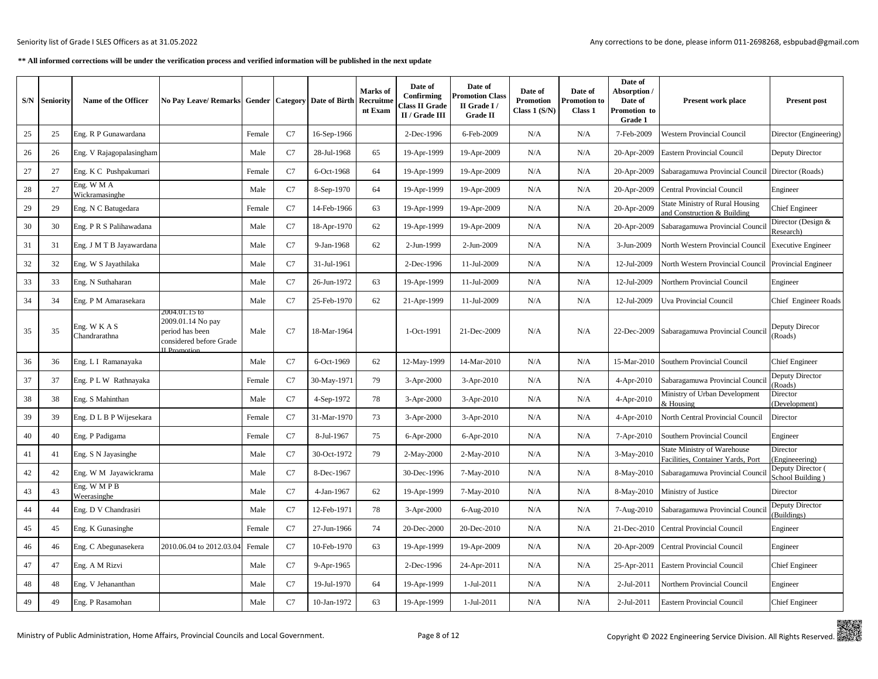** All informed corrections will be under the verification process and verified information will be published in the next update

| S/N | Seniority | Name of the Officer | No Pay Leave/ Remarks | Gender | Category | Date of Birth | Marks of Recruitment Exam | Date of Confirming Class II Grade II / Grade III | Date of Promotion Class II Grade I / Grade II | Date of Promotion Class 1 (S/N) | Date of Promotion to Class 1 | Date of Absorption / Date of Promotion to Grade 1 | Present work place | Present post |
|---|---|---|---|---|---|---|---|---|---|---|---|---|---|---|
| 25 | 25 | Eng. R P Gunawardana | | Female | C7 | 16-Sep-1966 | | 2-Dec-1996 | 6-Feb-2009 | N/A | N/A | 7-Feb-2009 | Western Provincial Council | Director (Engineering) |
| 26 | 26 | Eng. V Rajagopalasingham | | Male | C7 | 28-Jul-1968 | 65 | 19-Apr-1999 | 19-Apr-2009 | N/A | N/A | 20-Apr-2009 | Eastern Provincial Council | Deputy Director |
| 27 | 27 | Eng. K C Pushpakumari | | Female | C7 | 6-Oct-1968 | 64 | 19-Apr-1999 | 19-Apr-2009 | N/A | N/A | 20-Apr-2009 | Sabaragamuwa Provincial Council | Director (Roads) |
| 28 | 27 | Eng. W M A Wickramasinghe | | Male | C7 | 8-Sep-1970 | 64 | 19-Apr-1999 | 19-Apr-2009 | N/A | N/A | 20-Apr-2009 | Central Provincial Council | Engineer |
| 29 | 29 | Eng. N C Batugedara | | Female | C7 | 14-Feb-1966 | 63 | 19-Apr-1999 | 19-Apr-2009 | N/A | N/A | 20-Apr-2009 | State Ministry of Rural Housing and Construction & Building | Chief Engineer |
| 30 | 30 | Eng. P R S Palihawadana | | Male | C7 | 18-Apr-1970 | 62 | 19-Apr-1999 | 19-Apr-2009 | N/A | N/A | 20-Apr-2009 | Sabaragamuwa Provincial Council | Director (Design & Research) |
| 31 | 31 | Eng. J M T B Jayawardana | | Male | C7 | 9-Jan-1968 | 62 | 2-Jun-1999 | 2-Jun-2009 | N/A | N/A | 3-Jun-2009 | North Western Provincial Council | Executive Engineer |
| 32 | 32 | Eng. W S Jayathilaka | | Male | C7 | 31-Jul-1961 | | 2-Dec-1996 | 11-Jul-2009 | N/A | N/A | 12-Jul-2009 | North Western Provincial Council | Provincial Engineer |
| 33 | 33 | Eng. N Suthaharan | | Male | C7 | 26-Jun-1972 | 63 | 19-Apr-1999 | 11-Jul-2009 | N/A | N/A | 12-Jul-2009 | Northern Provincial Council | Engineer |
| 34 | 34 | Eng. P M Amarasekara | | Male | C7 | 25-Feb-1970 | 62 | 21-Apr-1999 | 11-Jul-2009 | N/A | N/A | 12-Jul-2009 | Uva Provincial Council | Chief Engineer Roads |
| 35 | 35 | Eng. W K A S Chandrarathna | 2004.01.15 to 2009.01.14 No pay period has been considered before Grade II Promotion | Male | C7 | 18-Mar-1964 | | 1-Oct-1991 | 21-Dec-2009 | N/A | N/A | 22-Dec-2009 | Sabaragamuwa Provincial Council | Deputy Direcor (Roads) |
| 36 | 36 | Eng. L I Ramanayaka | | Male | C7 | 6-Oct-1969 | 62 | 12-May-1999 | 14-Mar-2010 | N/A | N/A | 15-Mar-2010 | Southern Provincial Council | Chief Engineer |
| 37 | 37 | Eng. P L W Rathnayaka | | Female | C7 | 30-May-1971 | 79 | 3-Apr-2000 | 3-Apr-2010 | N/A | N/A | 4-Apr-2010 | Sabaragamuwa Provincial Council | Deputy Director (Roads) |
| 38 | 38 | Eng. S Mahinthan | | Male | C7 | 4-Sep-1972 | 78 | 3-Apr-2000 | 3-Apr-2010 | N/A | N/A | 4-Apr-2010 | Ministry of Urban Development & Housing | Director (Development) |
| 39 | 39 | Eng. D L B P Wijesekara | | Female | C7 | 31-Mar-1970 | 73 | 3-Apr-2000 | 3-Apr-2010 | N/A | N/A | 4-Apr-2010 | North Central Provincial Council | Director |
| 40 | 40 | Eng. P Padigama | | Female | C7 | 8-Jul-1967 | 75 | 6-Apr-2000 | 6-Apr-2010 | N/A | N/A | 7-Apr-2010 | Southern Provincial Council | Engineer |
| 41 | 41 | Eng. S N Jayasinghe | | Male | C7 | 30-Oct-1972 | 79 | 2-May-2000 | 2-May-2010 | N/A | N/A | 3-May-2010 | State Ministry of Warehouse Facilities, Container Yards, Port | Director (Engineeering) |
| 42 | 42 | Eng. W M Jayawickrama | | Male | C7 | 8-Dec-1967 | | 30-Dec-1996 | 7-May-2010 | N/A | N/A | 8-May-2010 | Sabaragamuwa Provincial Council | Deputy Director ( School Building ) |
| 43 | 43 | Eng. W M P B Weerasinghe | | Male | C7 | 4-Jan-1967 | 62 | 19-Apr-1999 | 7-May-2010 | N/A | N/A | 8-May-2010 | Ministry of Justice | Director |
| 44 | 44 | Eng. D V Chandrasiri | | Male | C7 | 12-Feb-1971 | 78 | 3-Apr-2000 | 6-Aug-2010 | N/A | N/A | 7-Aug-2010 | Sabaragamuwa Provincial Council | Deputy Director (Buildings) |
| 45 | 45 | Eng. K Gunasinghe | | Female | C7 | 27-Jun-1966 | 74 | 20-Dec-2000 | 20-Dec-2010 | N/A | N/A | 21-Dec-2010 | Central Provincial Council | Engineer |
| 46 | 46 | Eng. C Abegunasekera | 2010.06.04 to 2012.03.04 | Female | C7 | 10-Feb-1970 | 63 | 19-Apr-1999 | 19-Apr-2009 | N/A | N/A | 20-Apr-2009 | Central Provincial Council | Engineer |
| 47 | 47 | Eng. A M Rizvi | | Male | C7 | 9-Apr-1965 | | 2-Dec-1996 | 24-Apr-2011 | N/A | N/A | 25-Apr-2011 | Eastern Provincial Council | Chief Engineer |
| 48 | 48 | Eng. V Jehananthan | | Male | C7 | 19-Jul-1970 | 64 | 19-Apr-1999 | 1-Jul-2011 | N/A | N/A | 2-Jul-2011 | Northern Provincial Council | Engineer |
| 49 | 49 | Eng. P Rasamohan | | Male | C7 | 10-Jan-1972 | 63 | 19-Apr-1999 | 1-Jul-2011 | N/A | N/A | 2-Jul-2011 | Eastern Provincial Council | Chief Engineer |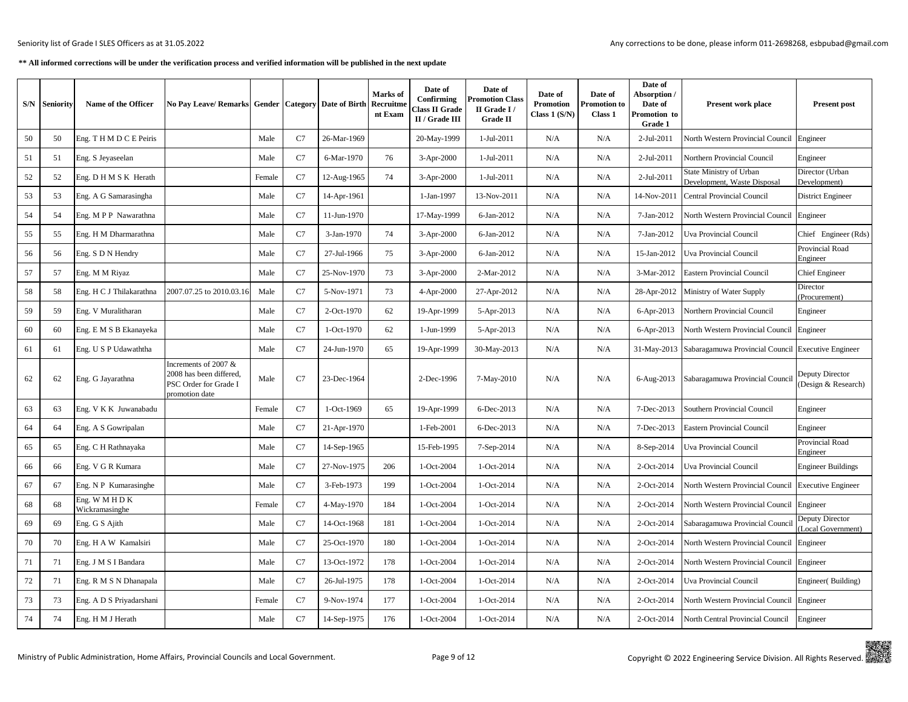**\*\* All informed corrections will be under the verification process and verified information will be published in the next update**

| S/N | Seniority | Name of the Officer | No Pay Leave/ Remarks | Gender | Category | Date of Birth | Marks of Recruitment Exam | Date of Confirming Class II Grade II / Grade III | Date of Promotion Class II Grade I / Grade II | Date of Promotion Class 1 (S/N) | Date of Promotion to Class 1 | Date of Absorption / Date of Promotion to Grade 1 | Present work place | Present post |
|---|---|---|---|---|---|---|---|---|---|---|---|---|---|---|
| 50 | 50 | Eng. T H M D C E Peiris | | Male | C7 | 26-Mar-1969 | | 20-May-1999 | 1-Jul-2011 | N/A | N/A | 2-Jul-2011 | North Western Provincial Council | Engineer |
| 51 | 51 | Eng. S Jeyaseelan | | Male | C7 | 6-Mar-1970 | 76 | 3-Apr-2000 | 1-Jul-2011 | N/A | N/A | 2-Jul-2011 | Northern Provincial Council | Engineer |
| 52 | 52 | Eng. D H M S K Herath | | Female | C7 | 12-Aug-1965 | 74 | 3-Apr-2000 | 1-Jul-2011 | N/A | N/A | 2-Jul-2011 | State Ministry of Urban Development, Waste Disposal | Director (Urban Development) |
| 53 | 53 | Eng. A G Samarasingha | | Male | C7 | 14-Apr-1961 | | 1-Jan-1997 | 13-Nov-2011 | N/A | N/A | 14-Nov-2011 | Central Provincial Council | District Engineer |
| 54 | 54 | Eng. M P P Nawarathna | | Male | C7 | 11-Jun-1970 | | 17-May-1999 | 6-Jan-2012 | N/A | N/A | 7-Jan-2012 | North Western Provincial Council | Engineer |
| 55 | 55 | Eng. H M Dharmarathna | | Male | C7 | 3-Jan-1970 | 74 | 3-Apr-2000 | 6-Jan-2012 | N/A | N/A | 7-Jan-2012 | Uva Provincial Council | Chief Engineer (Rds) |
| 56 | 56 | Eng. S D N Hendry | | Male | C7 | 27-Jul-1966 | 75 | 3-Apr-2000 | 6-Jan-2012 | N/A | N/A | 15-Jan-2012 | Uva Provincial Council | Provincial Road Engineer |
| 57 | 57 | Eng. M M Riyaz | | Male | C7 | 25-Nov-1970 | 73 | 3-Apr-2000 | 2-Mar-2012 | N/A | N/A | 3-Mar-2012 | Eastern Provincial Council | Chief Engineer |
| 58 | 58 | Eng. H C J Thilakarathna | 2007.07.25 to 2010.03.16 | Male | C7 | 5-Nov-1971 | 73 | 4-Apr-2000 | 27-Apr-2012 | N/A | N/A | 28-Apr-2012 | Ministry of Water Supply | Director (Procurement) |
| 59 | 59 | Eng. V Muralitharan | | Male | C7 | 2-Oct-1970 | 62 | 19-Apr-1999 | 5-Apr-2013 | N/A | N/A | 6-Apr-2013 | Northern Provincial Council | Engineer |
| 60 | 60 | Eng. E M S B Ekanayeka | | Male | C7 | 1-Oct-1970 | 62 | 1-Jun-1999 | 5-Apr-2013 | N/A | N/A | 6-Apr-2013 | North Western Provincial Council | Engineer |
| 61 | 61 | Eng. U S P Udawaththa | | Male | C7 | 24-Jun-1970 | 65 | 19-Apr-1999 | 30-May-2013 | N/A | N/A | 31-May-2013 | Sabaragamuwa Provincial Council | Executive Engineer |
| 62 | 62 | Eng. G Jayarathna | Increments of 2007 & 2008 has been differed, PSC Order for Grade I promotion date | Male | C7 | 23-Dec-1964 | | 2-Dec-1996 | 7-May-2010 | N/A | N/A | 6-Aug-2013 | Sabaragamuwa Provincial Council | Deputy Director (Design & Research) |
| 63 | 63 | Eng. V K K Juwanabadu | | Female | C7 | 1-Oct-1969 | 65 | 19-Apr-1999 | 6-Dec-2013 | N/A | N/A | 7-Dec-2013 | Southern Provincial Council | Engineer |
| 64 | 64 | Eng. A S Gowripalan | | Male | C7 | 21-Apr-1970 | | 1-Feb-2001 | 6-Dec-2013 | N/A | N/A | 7-Dec-2013 | Eastern Provincial Council | Engineer |
| 65 | 65 | Eng. C H Rathnayaka | | Male | C7 | 14-Sep-1965 | | 15-Feb-1995 | 7-Sep-2014 | N/A | N/A | 8-Sep-2014 | Uva Provincial Council | Provincial Road Engineer |
| 66 | 66 | Eng. V G R Kumara | | Male | C7 | 27-Nov-1975 | 206 | 1-Oct-2004 | 1-Oct-2014 | N/A | N/A | 2-Oct-2014 | Uva Provincial Council | Engineer Buildings |
| 67 | 67 | Eng. N P Kumarasinghe | | Male | C7 | 3-Feb-1973 | 199 | 1-Oct-2004 | 1-Oct-2014 | N/A | N/A | 2-Oct-2014 | North Western Provincial Council | Executive Engineer |
| 68 | 68 | Eng. W M H D K Wickramasinghe | | Female | C7 | 4-May-1970 | 184 | 1-Oct-2004 | 1-Oct-2014 | N/A | N/A | 2-Oct-2014 | North Western Provincial Council | Engineer |
| 69 | 69 | Eng. G S Ajith | | Male | C7 | 14-Oct-1968 | 181 | 1-Oct-2004 | 1-Oct-2014 | N/A | N/A | 2-Oct-2014 | Sabaragamuwa Provincial Council | Deputy Director (Local Government) |
| 70 | 70 | Eng. H A W Kamalsiri | | Male | C7 | 25-Oct-1970 | 180 | 1-Oct-2004 | 1-Oct-2014 | N/A | N/A | 2-Oct-2014 | North Western Provincial Council | Engineer |
| 71 | 71 | Eng. J M S I Bandara | | Male | C7 | 13-Oct-1972 | 178 | 1-Oct-2004 | 1-Oct-2014 | N/A | N/A | 2-Oct-2014 | North Western Provincial Council | Engineer |
| 72 | 71 | Eng. R M S N Dhanapala | | Male | C7 | 26-Jul-1975 | 178 | 1-Oct-2004 | 1-Oct-2014 | N/A | N/A | 2-Oct-2014 | Uva Provincial Council | Engineer( Building) |
| 73 | 73 | Eng. A D S Priyadarshani | | Female | C7 | 9-Nov-1974 | 177 | 1-Oct-2004 | 1-Oct-2014 | N/A | N/A | 2-Oct-2014 | North Western Provincial Council | Engineer |
| 74 | 74 | Eng. H M J Herath | | Male | C7 | 14-Sep-1975 | 176 | 1-Oct-2004 | 1-Oct-2014 | N/A | N/A | 2-Oct-2014 | North Central Provincial Council | Engineer |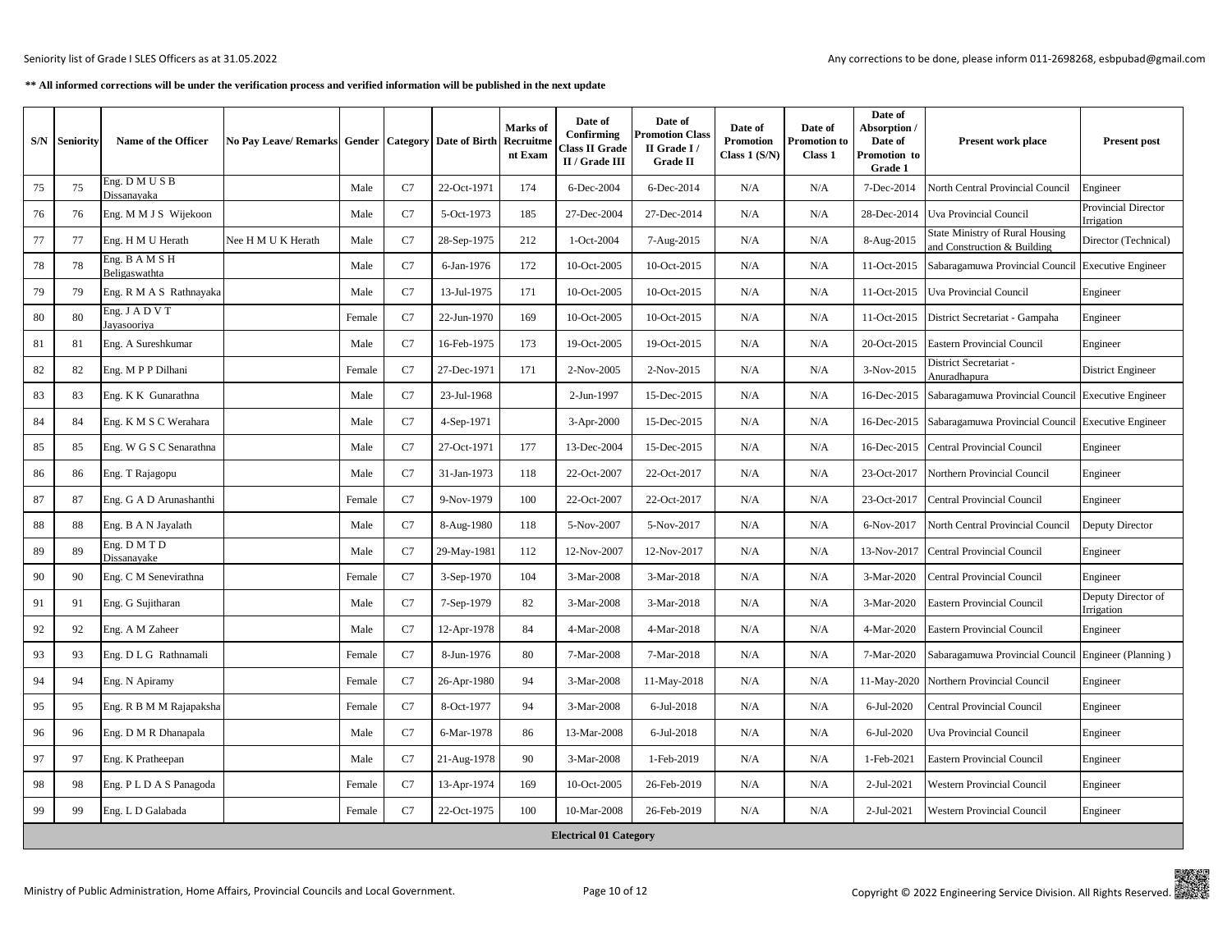Seniority list of Grade I SLES Officers as at 31.05.2022

Any corrections to be done, please inform 011-2698268, esbpubad@gmail.com

**\*\* All informed corrections will be under the verification process and verified information will be published in the next update**

| S/N | Seniority | Name of the Officer | No Pay Leave/ Remarks | Gender | Category | Date of Birth | Marks of Recruitment Exam | Date of Confirming Class II Grade II / Grade III | Date of Promotion Class II Grade I / Grade II | Date of Promotion Class 1 (S/N) | Date of Promotion to Class 1 | Date of Absorption / Date of Promotion to Grade 1 | Present work place | Present post |
|---|---|---|---|---|---|---|---|---|---|---|---|---|---|---|
| 75 | 75 | Eng. D M U S B Dissanayaka | | Male | C7 | 22-Oct-1971 | 174 | 6-Dec-2004 | 6-Dec-2014 | N/A | N/A | 7-Dec-2014 | North Central Provincial Council | Engineer |
| 76 | 76 | Eng. M M J S Wijekoon | | Male | C7 | 5-Oct-1973 | 185 | 27-Dec-2004 | 27-Dec-2014 | N/A | N/A | 28-Dec-2014 | Uva Provincial Council | Provincial Director Irrigation |
| 77 | 77 | Eng. H M U Herath | Nee H M U K Herath | Male | C7 | 28-Sep-1975 | 212 | 1-Oct-2004 | 7-Aug-2015 | N/A | N/A | 8-Aug-2015 | State Ministry of Rural Housing and Construction & Building | Director (Technical) |
| 78 | 78 | Eng. B A M S H Beligaswathta | | Male | C7 | 6-Jan-1976 | 172 | 10-Oct-2005 | 10-Oct-2015 | N/A | N/A | 11-Oct-2015 | Sabaragamuwa Provincial Council | Executive Engineer |
| 79 | 79 | Eng. R M A S Rathnayaka | | Male | C7 | 13-Jul-1975 | 171 | 10-Oct-2005 | 10-Oct-2015 | N/A | N/A | 11-Oct-2015 | Uva Provincial Council | Engineer |
| 80 | 80 | Eng. J A D V T Jayasooriya | | Female | C7 | 22-Jun-1970 | 169 | 10-Oct-2005 | 10-Oct-2015 | N/A | N/A | 11-Oct-2015 | District Secretariat - Gampaha | Engineer |
| 81 | 81 | Eng. A Sureshkumar | | Male | C7 | 16-Feb-1975 | 173 | 19-Oct-2005 | 19-Oct-2015 | N/A | N/A | 20-Oct-2015 | Eastern Provincial Council | Engineer |
| 82 | 82 | Eng. M P P Dilhani | | Female | C7 | 27-Dec-1971 | 171 | 2-Nov-2005 | 2-Nov-2015 | N/A | N/A | 3-Nov-2015 | District Secretariat - Anuradhapura | District Engineer |
| 83 | 83 | Eng. K K Gunarathna | | Male | C7 | 23-Jul-1968 | | 2-Jun-1997 | 15-Dec-2015 | N/A | N/A | 16-Dec-2015 | Sabaragamuwa Provincial Council | Executive Engineer |
| 84 | 84 | Eng. K M S C Werahara | | Male | C7 | 4-Sep-1971 | | 3-Apr-2000 | 15-Dec-2015 | N/A | N/A | 16-Dec-2015 | Sabaragamuwa Provincial Council | Executive Engineer |
| 85 | 85 | Eng. W G S C Senarathna | | Male | C7 | 27-Oct-1971 | 177 | 13-Dec-2004 | 15-Dec-2015 | N/A | N/A | 16-Dec-2015 | Central Provincial Council | Engineer |
| 86 | 86 | Eng. T Rajagopu | | Male | C7 | 31-Jan-1973 | 118 | 22-Oct-2007 | 22-Oct-2017 | N/A | N/A | 23-Oct-2017 | Northern Provincial Council | Engineer |
| 87 | 87 | Eng. G A D Arunashanthi | | Female | C7 | 9-Nov-1979 | 100 | 22-Oct-2007 | 22-Oct-2017 | N/A | N/A | 23-Oct-2017 | Central Provincial Council | Engineer |
| 88 | 88 | Eng. B A N Jayalath | | Male | C7 | 8-Aug-1980 | 118 | 5-Nov-2007 | 5-Nov-2017 | N/A | N/A | 6-Nov-2017 | North Central Provincial Council | Deputy Director |
| 89 | 89 | Eng. D M T D Dissanayake | | Male | C7 | 29-May-1981 | 112 | 12-Nov-2007 | 12-Nov-2017 | N/A | N/A | 13-Nov-2017 | Central Provincial Council | Engineer |
| 90 | 90 | Eng. C M Senevirathna | | Female | C7 | 3-Sep-1970 | 104 | 3-Mar-2008 | 3-Mar-2018 | N/A | N/A | 3-Mar-2020 | Central Provincial Council | Engineer |
| 91 | 91 | Eng. G Sujitharan | | Male | C7 | 7-Sep-1979 | 82 | 3-Mar-2008 | 3-Mar-2018 | N/A | N/A | 3-Mar-2020 | Eastern Provincial Council | Deputy Director of Irrigation |
| 92 | 92 | Eng. A M Zaheer | | Male | C7 | 12-Apr-1978 | 84 | 4-Mar-2008 | 4-Mar-2018 | N/A | N/A | 4-Mar-2020 | Eastern Provincial Council | Engineer |
| 93 | 93 | Eng. D L G Rathnamali | | Female | C7 | 8-Jun-1976 | 80 | 7-Mar-2008 | 7-Mar-2018 | N/A | N/A | 7-Mar-2020 | Sabaragamuwa Provincial Council | Engineer (Planning ) |
| 94 | 94 | Eng. N Apiramy | | Female | C7 | 26-Apr-1980 | 94 | 3-Mar-2008 | 11-May-2018 | N/A | N/A | 11-May-2020 | Northern Provincial Council | Engineer |
| 95 | 95 | Eng. R B M M Rajapaksha | | Female | C7 | 8-Oct-1977 | 94 | 3-Mar-2008 | 6-Jul-2018 | N/A | N/A | 6-Jul-2020 | Central Provincial Council | Engineer |
| 96 | 96 | Eng. D M R Dhanapala | | Male | C7 | 6-Mar-1978 | 86 | 13-Mar-2008 | 6-Jul-2018 | N/A | N/A | 6-Jul-2020 | Uva Provincial Council | Engineer |
| 97 | 97 | Eng. K Pratheepan | | Male | C7 | 21-Aug-1978 | 90 | 3-Mar-2008 | 1-Feb-2019 | N/A | N/A | 1-Feb-2021 | Eastern Provincial Council | Engineer |
| 98 | 98 | Eng. P L D A S Panagoda | | Female | C7 | 13-Apr-1974 | 169 | 10-Oct-2005 | 26-Feb-2019 | N/A | N/A | 2-Jul-2021 | Western Provincial Council | Engineer |
| 99 | 99 | Eng. L D Galabada | | Female | C7 | 22-Oct-1975 | 100 | 10-Mar-2008 | 26-Feb-2019 | N/A | N/A | 2-Jul-2021 | Western Provincial Council | Engineer |
| | | | | | | | | **Electrical 01 Category** | | | | | | |

Ministry of Public Administration, Home Affairs, Provincial Councils and Local Government.

Copyright © 2022 Engineering Service Division. All Rights Reserved.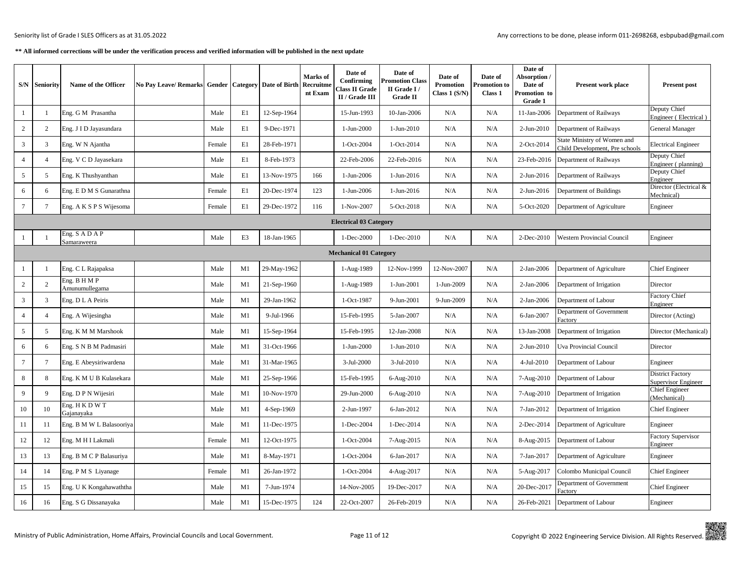Seniority list of Grade I SLES Officers as at 31.05.2022

Any corrections to be done, please inform 011-2698268, esbpubad@gmail.com

**** All informed corrections will be under the verification process and verified information will be published in the next update**

| S/N | Seniority | Name of the Officer | No Pay Leave/ Remarks | Gender | Category | Date of Birth | Marks of Recruitment Exam | Date of Confirming Class II Grade II / Grade III | Date of Promotion Class II Grade I / Grade II | Date of Promotion Class 1 (S/N) | Date of Promotion to Class 1 | Date of Absorption / Date of Promotion to Grade 1 | Present work place | Present post |
|---|---|---|---|---|---|---|---|---|---|---|---|---|---|---|
| 1 | 1 | Eng. G M Prasantha | | Male | E1 | 12-Sep-1964 | | 15-Jun-1993 | 10-Jan-2006 | N/A | N/A | 11-Jan-2006 | Department of Railways | Deputy Chief Engineer ( Electrical ) |
| 2 | 2 | Eng. J I D Jayasundara | | Male | E1 | 9-Dec-1971 | | 1-Jun-2000 | 1-Jun-2010 | N/A | N/A | 2-Jun-2010 | Department of Railways | General Manager |
| 3 | 3 | Eng. W N Ajantha | | Female | E1 | 28-Feb-1971 | | 1-Oct-2004 | 1-Oct-2014 | N/A | N/A | 2-Oct-2014 | State Ministry of Women and Child Development, Pre schools | Electrical Engineer |
| 4 | 4 | Eng. V C D Jayasekara | | Male | E1 | 8-Feb-1973 | | 22-Feb-2006 | 22-Feb-2016 | N/A | N/A | 23-Feb-2016 | Department of Railways | Deputy Chief Engineer ( planning) |
| 5 | 5 | Eng. K Thushyanthan | | Male | E1 | 13-Nov-1975 | 166 | 1-Jun-2006 | 1-Jun-2016 | N/A | N/A | 2-Jun-2016 | Department of Railways | Deputy Chief Engineer |
| 6 | 6 | Eng. E D M S Gunarathna | | Female | E1 | 20-Dec-1974 | 123 | 1-Jun-2006 | 1-Jun-2016 | N/A | N/A | 2-Jun-2016 | Department of Buildings | Director (Electrical & Mechnical) |
| 7 | 7 | Eng. A K S P S Wijesoma | | Female | E1 | 29-Dec-1972 | 116 | 1-Nov-2007 | 5-Oct-2018 | N/A | N/A | 5-Oct-2020 | Department of Agriculture | Engineer |
| | | | | | | | | **Electrical 03 Category** | | | | | | |
| 1 | 1 | Eng. S A D A P Samaraweera | | Male | E3 | 18-Jan-1965 | | 1-Dec-2000 | 1-Dec-2010 | N/A | N/A | 2-Dec-2010 | Western Provincial Council | Engineer |
| | | | | | | | | **Mechanical 01 Category** | | | | | | |
| 1 | 1 | Eng. C L Rajapaksa | | Male | M1 | 29-May-1962 | | 1-Aug-1989 | 12-Nov-1999 | 12-Nov-2007 | N/A | 2-Jan-2006 | Department of Agriculture | Chief Engineer |
| 2 | 2 | Eng. B H M P Amunumullegama | | Male | M1 | 21-Sep-1960 | | 1-Aug-1989 | 1-Jun-2001 | 1-Jun-2009 | N/A | 2-Jan-2006 | Department of Irrigation | Director |
| 3 | 3 | Eng. D L A Peiris | | Male | M1 | 29-Jan-1962 | | 1-Oct-1987 | 9-Jun-2001 | 9-Jun-2009 | N/A | 2-Jan-2006 | Department of Labour | Factory Chief Engineer |
| 4 | 4 | Eng. A Wijesingha | | Male | M1 | 9-Jul-1966 | | 15-Feb-1995 | 5-Jan-2007 | N/A | N/A | 6-Jan-2007 | Department of Government Factory | Director (Acting) |
| 5 | 5 | Eng. K M M Marshook | | Male | M1 | 15-Sep-1964 | | 15-Feb-1995 | 12-Jan-2008 | N/A | N/A | 13-Jan-2008 | Department of Irrigation | Director (Mechanical) |
| 6 | 6 | Eng. S N B M Padmasiri | | Male | M1 | 31-Oct-1966 | | 1-Jun-2000 | 1-Jun-2010 | N/A | N/A | 2-Jun-2010 | Uva Provincial Council | Director |
| 7 | 7 | Eng. E Abeysiriwardena | | Male | M1 | 31-Mar-1965 | | 3-Jul-2000 | 3-Jul-2010 | N/A | N/A | 4-Jul-2010 | Department of Labour | Engineer |
| 8 | 8 | Eng. K M U B Kulasekara | | Male | M1 | 25-Sep-1966 | | 15-Feb-1995 | 6-Aug-2010 | N/A | N/A | 7-Aug-2010 | Department of Labour | District Factory Supervisor Engineer |
| 9 | 9 | Eng. D P N Wijesiri | | Male | M1 | 10-Nov-1970 | | 29-Jun-2000 | 6-Aug-2010 | N/A | N/A | 7-Aug-2010 | Department of Irrigation | Chief Engineer (Mechanical) |
| 10 | 10 | Eng. H K D W T Gajanayaka | | Male | M1 | 4-Sep-1969 | | 2-Jun-1997 | 6-Jan-2012 | N/A | N/A | 7-Jan-2012 | Department of Irrigation | Chief Engineer |
| 11 | 11 | Eng. B M W L Balasooriya | | Male | M1 | 11-Dec-1975 | | 1-Dec-2004 | 1-Dec-2014 | N/A | N/A | 2-Dec-2014 | Department of Agriculture | Engineer |
| 12 | 12 | Eng. M H I Lakmali | | Female | M1 | 12-Oct-1975 | | 1-Oct-2004 | 7-Aug-2015 | N/A | N/A | 8-Aug-2015 | Department of Labour | Factory Supervisor Engineer |
| 13 | 13 | Eng. B M C P Balasuriya | | Male | M1 | 8-May-1971 | | 1-Oct-2004 | 6-Jan-2017 | N/A | N/A | 7-Jan-2017 | Department of Agriculture | Engineer |
| 14 | 14 | Eng. P M S Liyanage | | Female | M1 | 26-Jan-1972 | | 1-Oct-2004 | 4-Aug-2017 | N/A | N/A | 5-Aug-2017 | Colombo Municipal Council | Chief Engineer |
| 15 | 15 | Eng. U K Kongahawaththa | | Male | M1 | 7-Jun-1974 | | 14-Nov-2005 | 19-Dec-2017 | N/A | N/A | 20-Dec-2017 | Department of Government Factory | Chief Engineer |
| 16 | 16 | Eng. S G Dissanayaka | | Male | M1 | 15-Dec-1975 | 124 | 22-Oct-2007 | 26-Feb-2019 | N/A | N/A | 26-Feb-2021 | Department of Labour | Engineer |

Ministry of Public Administration, Home Affairs, Provincial Councils and Local Government.

Copyright © 2022 Engineering Service Division. All Rights Reserved.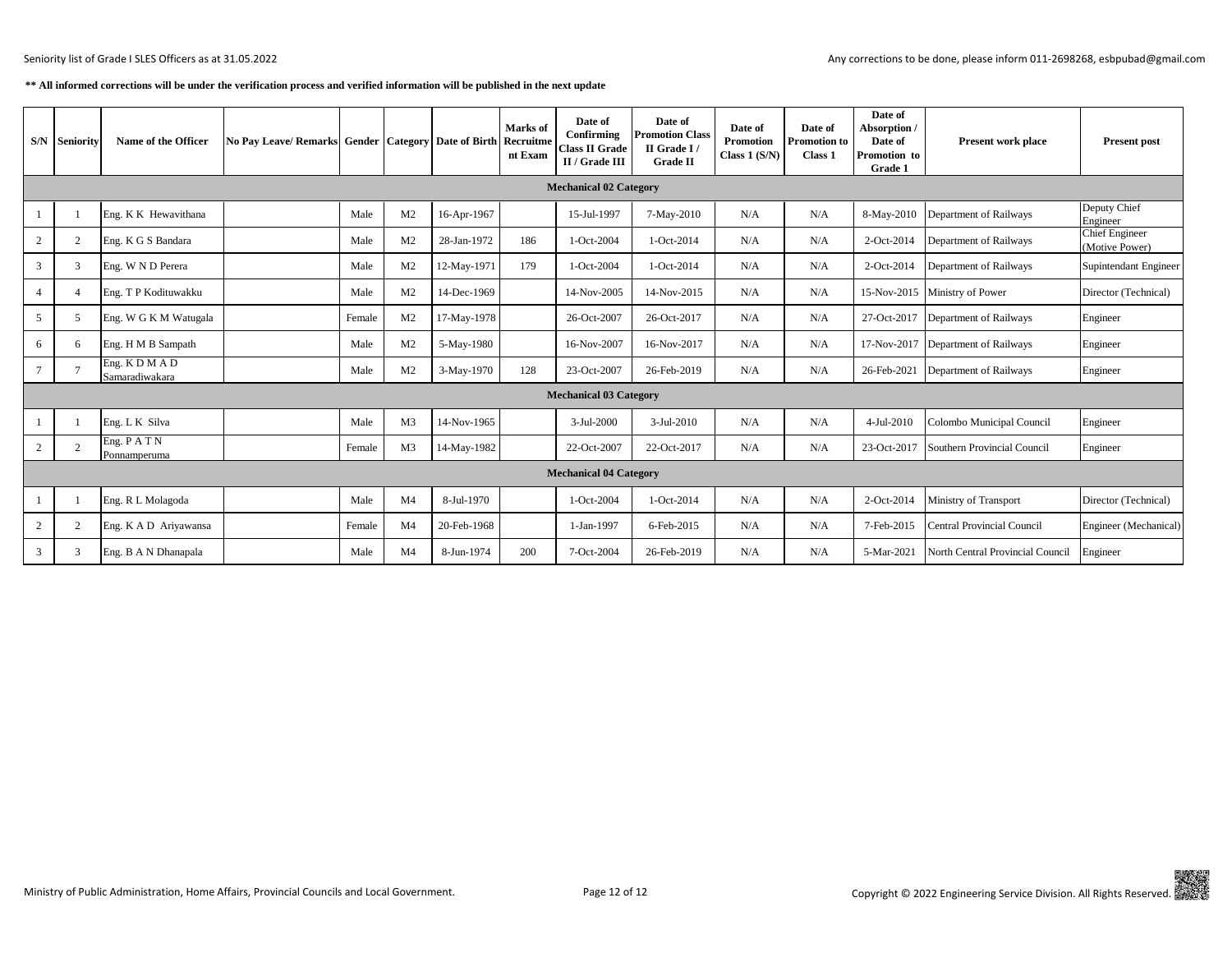Seniority list of Grade I SLES Officers as at 31.05.2022

Any corrections to be done, please inform 011-2698268, esbpubad@gmail.com

**\*\* All informed corrections will be under the verification process and verified information will be published in the next update**

| S/N | Seniority | Name of the Officer | No Pay Leave/ Remarks | Gender | Category | Date of Birth | Marks of Recruitment Exam | Date of Confirming Class II Grade II / Grade III | Date of Promotion Class II Grade I / Grade II | Date of Promotion Class 1 (S/N) | Date of Promotion to Class 1 | Date of Absorption / Date of Promotion to Grade 1 | Present work place | Present post |
|---|---|---|---|---|---|---|---|---|---|---|---|---|---|---|
| **Mechanical 02 Category** | | | | | | | | | | | | | | |
| 1 | 1 | Eng. K K Hewavithana | | Male | M2 | 16-Apr-1967 | | 15-Jul-1997 | 7-May-2010 | N/A | N/A | 8-May-2010 | Department of Railways | Deputy Chief Engineer |
| 2 | 2 | Eng. K G S Bandara | | Male | M2 | 28-Jan-1972 | 186 | 1-Oct-2004 | 1-Oct-2014 | N/A | N/A | 2-Oct-2014 | Department of Railways | Chief Engineer (Motive Power) |
| 3 | 3 | Eng. W N D Perera | | Male | M2 | 12-May-1971 | 179 | 1-Oct-2004 | 1-Oct-2014 | N/A | N/A | 2-Oct-2014 | Department of Railways | Supintendant Engineer |
| 4 | 4 | Eng. T P Kodituwakku | | Male | M2 | 14-Dec-1969 | | 14-Nov-2005 | 14-Nov-2015 | N/A | N/A | 15-Nov-2015 | Ministry of Power | Director (Technical) |
| 5 | 5 | Eng. W G K M Watugala | | Female | M2 | 17-May-1978 | | 26-Oct-2007 | 26-Oct-2017 | N/A | N/A | 27-Oct-2017 | Department of Railways | Engineer |
| 6 | 6 | Eng. H M B Sampath | | Male | M2 | 5-May-1980 | | 16-Nov-2007 | 16-Nov-2017 | N/A | N/A | 17-Nov-2017 | Department of Railways | Engineer |
| 7 | 7 | Eng. K D M A D Samaradiwakara | | Male | M2 | 3-May-1970 | 128 | 23-Oct-2007 | 26-Feb-2019 | N/A | N/A | 26-Feb-2021 | Department of Railways | Engineer |
| **Mechanical 03 Category** | | | | | | | | | | | | | | |
| 1 | 1 | Eng. L K Silva | | Male | M3 | 14-Nov-1965 | | 3-Jul-2000 | 3-Jul-2010 | N/A | N/A | 4-Jul-2010 | Colombo Municipal Council | Engineer |
| 2 | 2 | Eng. P A T N Ponnamperuma | | Female | M3 | 14-May-1982 | | 22-Oct-2007 | 22-Oct-2017 | N/A | N/A | 23-Oct-2017 | Southern Provincial Council | Engineer |
| **Mechanical 04 Category** | | | | | | | | | | | | | | |
| 1 | 1 | Eng. R L Molagoda | | Male | M4 | 8-Jul-1970 | | 1-Oct-2004 | 1-Oct-2014 | N/A | N/A | 2-Oct-2014 | Ministry of Transport | Director (Technical) |
| 2 | 2 | Eng. K A D Ariyawansa | | Female | M4 | 20-Feb-1968 | | 1-Jan-1997 | 6-Feb-2015 | N/A | N/A | 7-Feb-2015 | Central Provincial Council | Engineer (Mechanical) |
| 3 | 3 | Eng. B A N Dhanapala | | Male | M4 | 8-Jun-1974 | 200 | 7-Oct-2004 | 26-Feb-2019 | N/A | N/A | 5-Mar-2021 | North Central Provincial Council | Engineer |

Ministry of Public Administration, Home Affairs, Provincial Councils and Local Government.

Copyright © 2022 Engineering Service Division. All Rights Reserved.